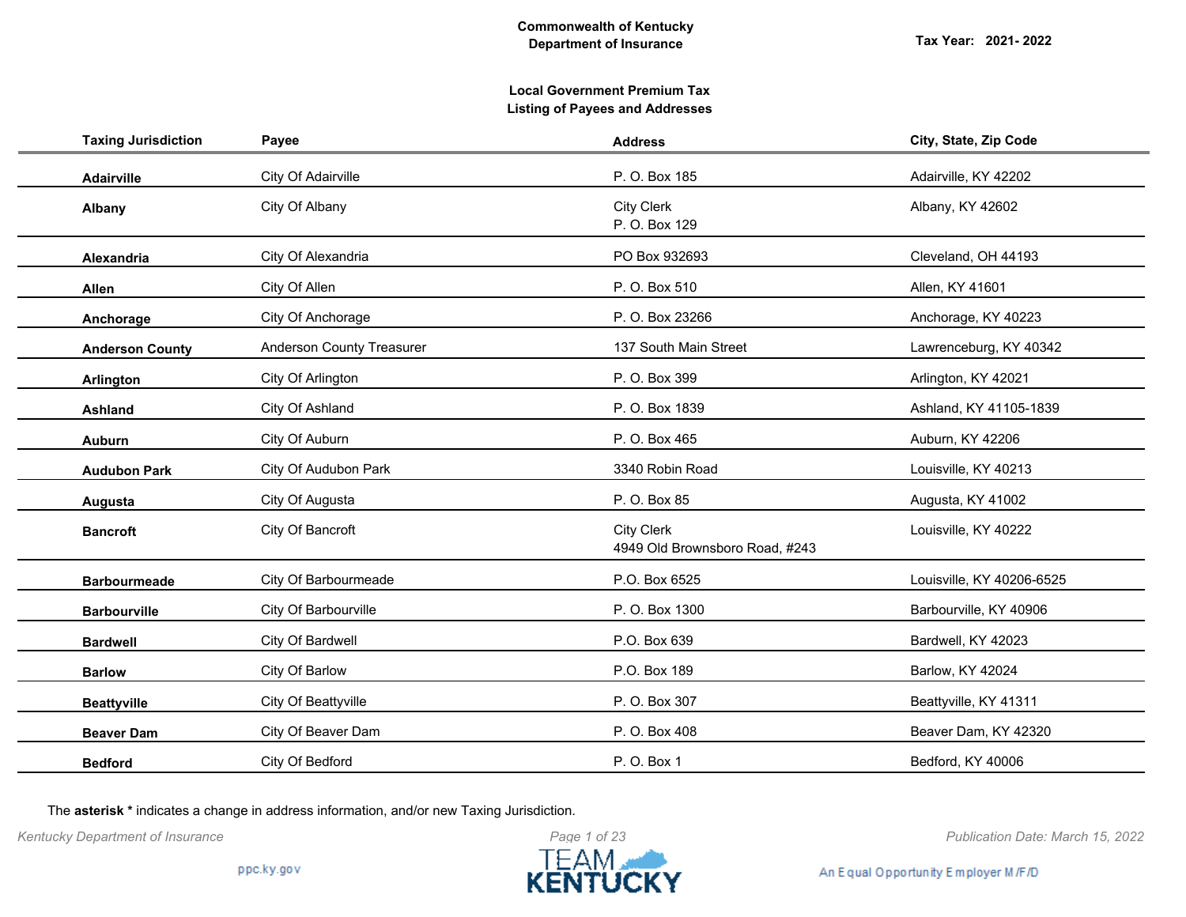**Commonwealth of Kentucky**
**Department of Insurance**

**Tax Year: 2021- 2022**

## Local Government Premium Tax
## Listing of Payees and Addresses

| Taxing Jurisdiction | Payee | Address | City, State, Zip Code |
|---|---|---|---|
| **Adairville** | City Of Adairville | P. O. Box 185 | Adairville, KY 42202 |
| **Albany** | City Of Albany | City Clerk<br>P. O. Box 129 | Albany, KY 42602 |
| **Alexandria** | City Of Alexandria | PO Box 932693 | Cleveland, OH 44193 |
| **Allen** | City Of Allen | P. O. Box 510 | Allen, KY 41601 |
| **Anchorage** | City Of Anchorage | P. O. Box 23266 | Anchorage, KY 40223 |
| **Anderson County** | Anderson County Treasurer | 137 South Main Street | Lawrenceburg, KY 40342 |
| **Arlington** | City Of Arlington | P. O. Box 399 | Arlington, KY 42021 |
| **Ashland** | City Of Ashland | P. O. Box 1839 | Ashland, KY 41105-1839 |
| **Auburn** | City Of Auburn | P. O. Box 465 | Auburn, KY 42206 |
| **Audubon Park** | City Of Audubon Park | 3340 Robin Road | Louisville, KY 40213 |
| **Augusta** | City Of Augusta | P. O. Box 85 | Augusta, KY 41002 |
| **Bancroft** | City Of Bancroft | City Clerk<br>4949 Old Brownsboro Road, #243 | Louisville, KY 40222 |
| **Barbourmeade** | City Of Barbourmeade | P.O. Box 6525 | Louisville, KY 40206-6525 |
| **Barbourville** | City Of Barbourville | P. O. Box 1300 | Barbourville, KY 40906 |
| **Bardwell** | City Of Bardwell | P.O. Box 639 | Bardwell, KY 42023 |
| **Barlow** | City Of Barlow | P.O. Box 189 | Barlow, KY 42024 |
| **Beattyville** | City Of Beattyville | P. O. Box 307 | Beattyville, KY 41311 |
| **Beaver Dam** | City Of Beaver Dam | P. O. Box 408 | Beaver Dam, KY 42320 |
| **Bedford** | City Of Bedford | P. O. Box 1 | Bedford, KY 40006 |

The **asterisk *** indicates a change in address information, and/or new Taxing Jurisdiction.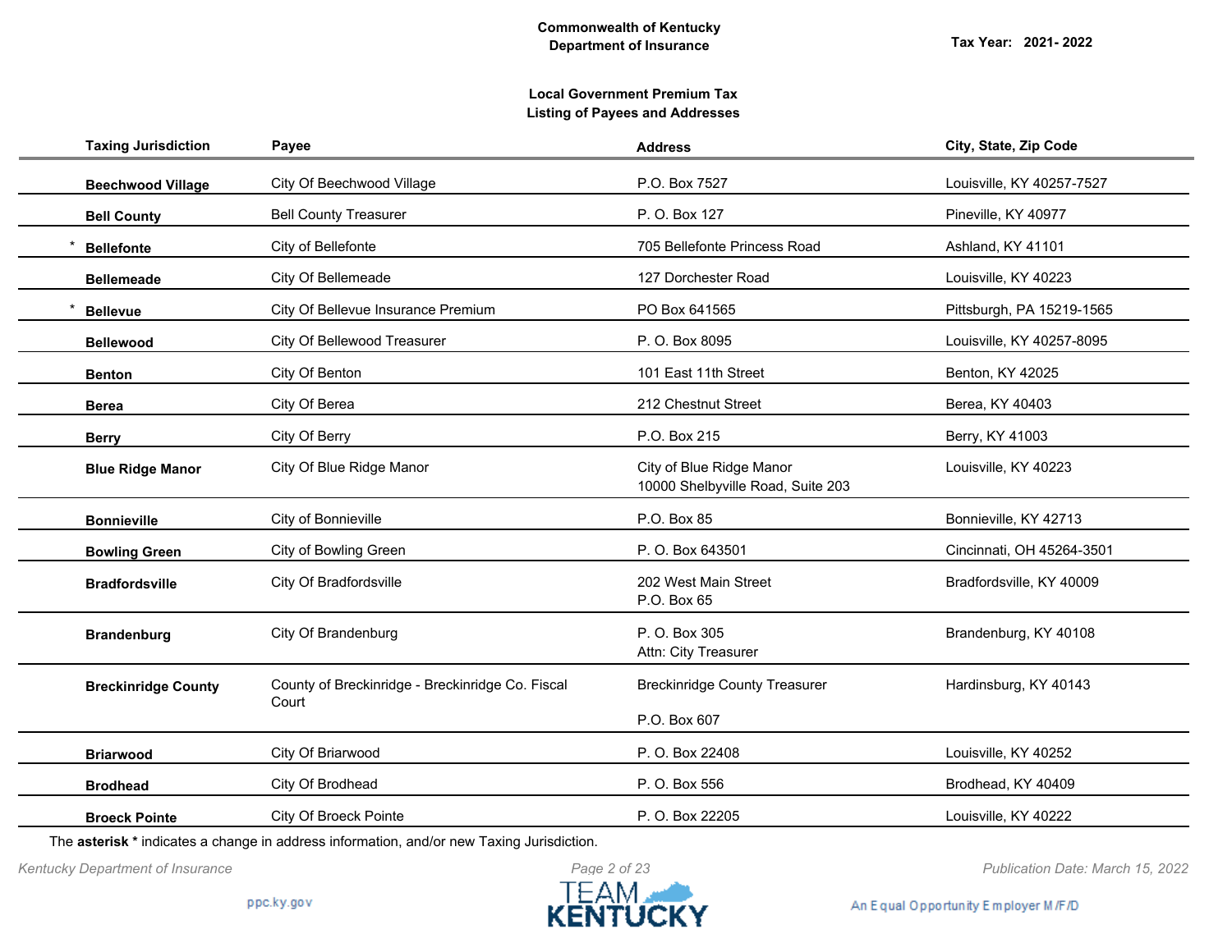Commonwealth of Kentucky
Department of Insurance

Tax Year: 2021- 2022

**Local Government Premium Tax**
**Listing of Payees and Addresses**

| Taxing Jurisdiction | Payee | Address | City, State, Zip Code |
|---|---|---|---|
| **Beechwood Village** | City Of Beechwood Village | P.O. Box 7527 | Louisville, KY 40257-7527 |
| **Bell County** | Bell County Treasurer | P. O. Box 127 | Pineville, KY 40977 |
| * **Bellefonte** | City of Bellefonte | 705 Bellefonte Princess Road | Ashland, KY 41101 |
| **Bellemeade** | City Of Bellemeade | 127 Dorchester Road | Louisville, KY 40223 |
| * **Bellevue** | City Of Bellevue Insurance Premium | PO Box 641565 | Pittsburgh, PA 15219-1565 |
| **Bellewood** | City Of Bellewood Treasurer | P. O. Box 8095 | Louisville, KY 40257-8095 |
| **Benton** | City Of Benton | 101 East 11th Street | Benton, KY 42025 |
| **Berea** | City Of Berea | 212 Chestnut Street | Berea, KY 40403 |
| **Berry** | City Of Berry | P.O. Box 215 | Berry, KY 41003 |
| **Blue Ridge Manor** | City Of Blue Ridge Manor | City of Blue Ridge Manor 10000 Shelbyville Road, Suite 203 | Louisville, KY 40223 |
| **Bonnieville** | City of Bonnieville | P.O. Box 85 | Bonnieville, KY 42713 |
| **Bowling Green** | City of Bowling Green | P. O. Box 643501 | Cincinnati, OH 45264-3501 |
| **Bradfordsville** | City Of Bradfordsville | 202 West Main Street P.O. Box 65 | Bradfordsville, KY 40009 |
| **Brandenburg** | City Of Brandenburg | P. O. Box 305 Attn: City Treasurer | Brandenburg, KY 40108 |
| **Breckinridge County** | County of Breckinridge - Breckinridge Co. Fiscal Court | Breckinridge County Treasurer P.O. Box 607 | Hardinsburg, KY 40143 |
| **Briarwood** | City Of Briarwood | P. O. Box 22408 | Louisville, KY 40252 |
| **Brodhead** | City Of Brodhead | P. O. Box 556 | Brodhead, KY 40409 |
| **Broeck Pointe** | City Of Broeck Pointe | P. O. Box 22205 | Louisville, KY 40222 |

The **asterisk *** indicates a change in address information, and/or new Taxing Jurisdiction.

*Kentucky Department of Insurance* — *Publication Date: March 15, 2022*

ppc.ky.gov — An Equal Opportunity Employer M/F/D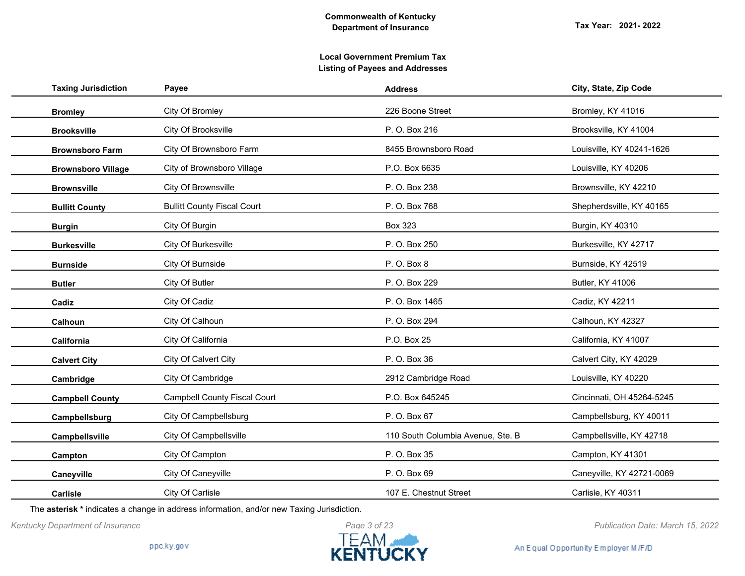Commonwealth of Kentucky
Department of Insurance

Tax Year: 2021- 2022

**Local Government Premium Tax**
**Listing of Payees and Addresses**

| Taxing Jurisdiction | Payee | Address | City, State, Zip Code |
|---|---|---|---|
| **Bromley** | City Of Bromley | 226 Boone Street | Bromley, KY 41016 |
| **Brooksville** | City Of Brooksville | P. O. Box 216 | Brooksville, KY 41004 |
| **Brownsboro Farm** | City Of Brownsboro Farm | 8455 Brownsboro Road | Louisville, KY 40241-1626 |
| **Brownsboro Village** | City of Brownsboro Village | P.O. Box 6635 | Louisville, KY 40206 |
| **Brownsville** | City Of Brownsville | P. O. Box 238 | Brownsville, KY 42210 |
| **Bullitt County** | Bullitt County Fiscal Court | P. O. Box 768 | Shepherdsville, KY 40165 |
| **Burgin** | City Of Burgin | Box 323 | Burgin, KY 40310 |
| **Burkesville** | City Of Burkesville | P. O. Box 250 | Burkesville, KY 42717 |
| **Burnside** | City Of Burnside | P. O. Box 8 | Burnside, KY 42519 |
| **Butler** | City Of Butler | P. O. Box 229 | Butler, KY 41006 |
| **Cadiz** | City Of Cadiz | P. O. Box 1465 | Cadiz, KY 42211 |
| **Calhoun** | City Of Calhoun | P. O. Box 294 | Calhoun, KY 42327 |
| **California** | City Of California | P.O. Box 25 | California, KY 41007 |
| **Calvert City** | City Of Calvert City | P. O. Box 36 | Calvert City, KY 42029 |
| **Cambridge** | City Of Cambridge | 2912 Cambridge Road | Louisville, KY 40220 |
| **Campbell County** | Campbell County Fiscal Court | P.O. Box 645245 | Cincinnati, OH 45264-5245 |
| **Campbellsburg** | City Of Campbellsburg | P. O. Box 67 | Campbellsburg, KY 40011 |
| **Campbellsville** | City Of Campbellsville | 110 South Columbia Avenue, Ste. B | Campbellsville, KY 42718 |
| **Campton** | City Of Campton | P. O. Box 35 | Campton, KY 41301 |
| **Caneyville** | City Of Caneyville | P. O. Box 69 | Caneyville, KY 42721-0069 |
| **Carlisle** | City Of Carlisle | 107 E. Chestnut Street | Carlisle, KY 40311 |

The **asterisk *** indicates a change in address information, and/or new Taxing Jurisdiction.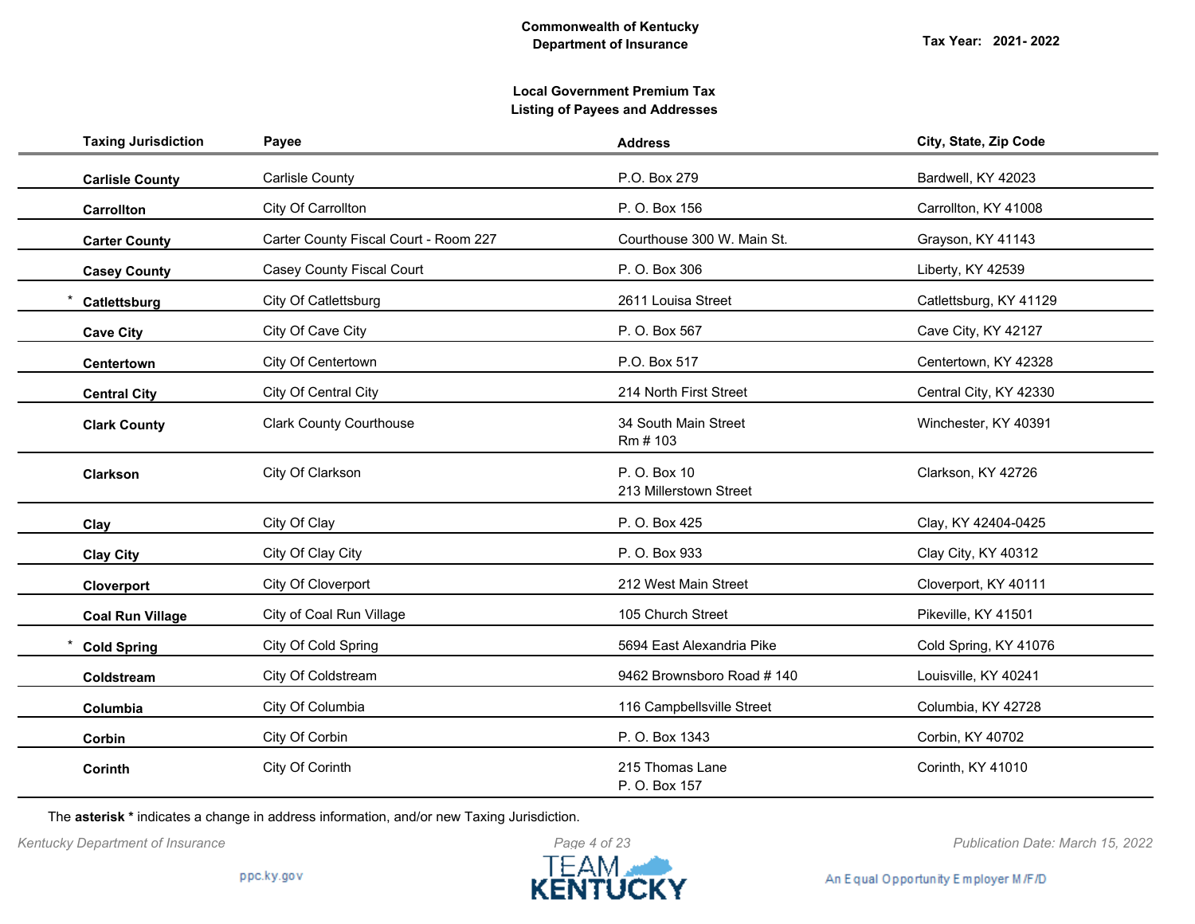**Commonwealth of Kentucky**
**Department of Insurance**

**Tax Year: 2021- 2022**

**Local Government Premium Tax**
**Listing of Payees and Addresses**

| Taxing Jurisdiction | Payee | Address | City, State, Zip Code |
|---|---|---|---|
| **Carlisle County** | Carlisle County | P.O. Box 279 | Bardwell, KY 42023 |
| **Carrollton** | City Of Carrollton | P. O. Box 156 | Carrollton, KY 41008 |
| **Carter County** | Carter County Fiscal Court - Room 227 | Courthouse 300 W. Main St. | Grayson, KY 41143 |
| **Casey County** | Casey County Fiscal Court | P. O. Box 306 | Liberty, KY 42539 |
| * **Catlettsburg** | City Of Catlettsburg | 2611 Louisa Street | Catlettsburg, KY 41129 |
| **Cave City** | City Of Cave City | P. O. Box 567 | Cave City, KY 42127 |
| **Centertown** | City Of Centertown | P.O. Box 517 | Centertown, KY 42328 |
| **Central City** | City Of Central City | 214 North First Street | Central City, KY 42330 |
| **Clark County** | Clark County Courthouse | 34 South Main Street<br>Rm # 103 | Winchester, KY 40391 |
| **Clarkson** | City Of Clarkson | P. O. Box 10<br>213 Millerstown Street | Clarkson, KY 42726 |
| **Clay** | City Of Clay | P. O. Box 425 | Clay, KY 42404-0425 |
| **Clay City** | City Of Clay City | P. O. Box 933 | Clay City, KY 40312 |
| **Cloverport** | City Of Cloverport | 212 West Main Street | Cloverport, KY 40111 |
| **Coal Run Village** | City of Coal Run Village | 105 Church Street | Pikeville, KY 41501 |
| * **Cold Spring** | City Of Cold Spring | 5694 East Alexandria Pike | Cold Spring, KY 41076 |
| **Coldstream** | City Of Coldstream | 9462 Brownsboro Road # 140 | Louisville, KY 40241 |
| **Columbia** | City Of Columbia | 116 Campbellsville Street | Columbia, KY 42728 |
| **Corbin** | City Of Corbin | P. O. Box 1343 | Corbin, KY 40702 |
| **Corinth** | City Of Corinth | 215 Thomas Lane<br>P. O. Box 157 | Corinth, KY 41010 |

The **asterisk *** indicates a change in address information, and/or new Taxing Jurisdiction.

*Kentucky Department of Insurance*

*Publication Date: March 15, 2022*

ppc.ky.gov

TEAM KENTUCKY

An Equal Opportunity Employer M/F/D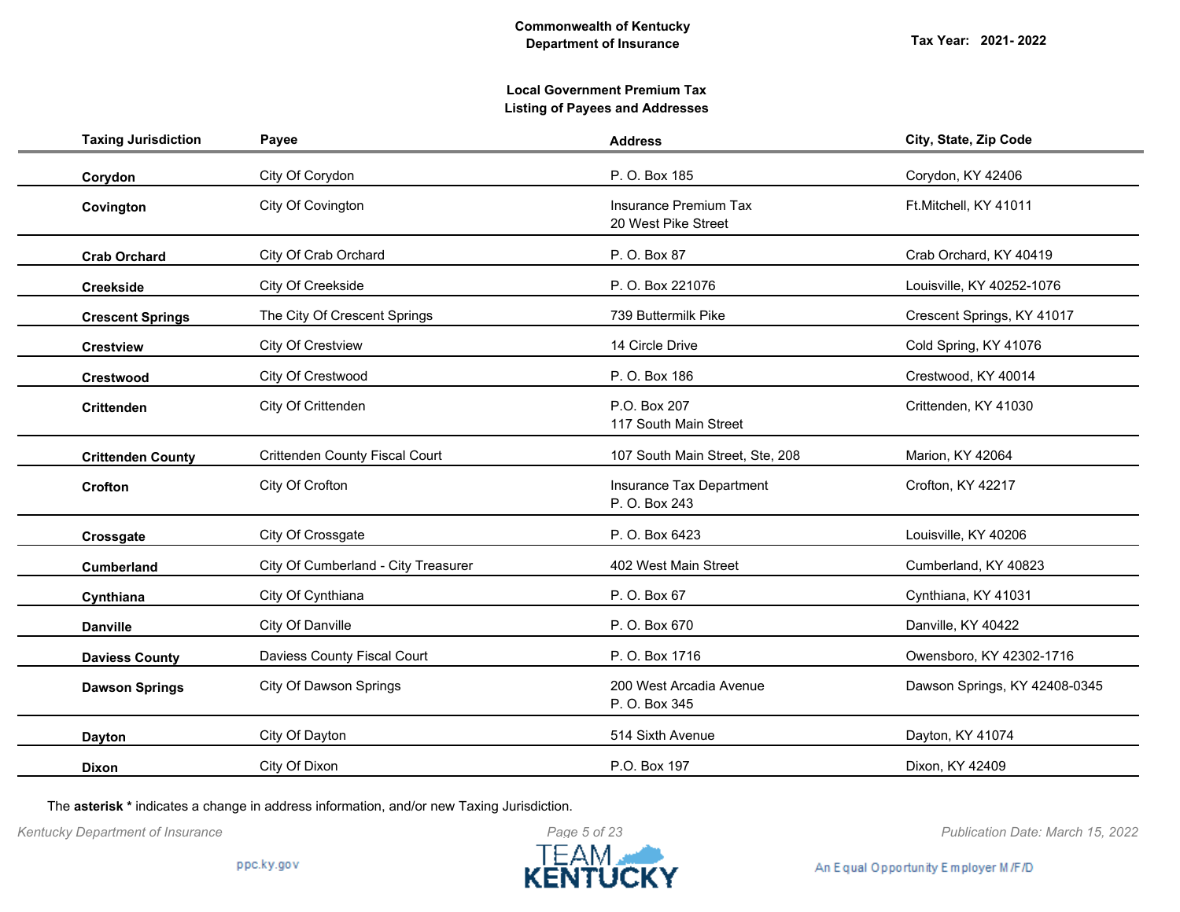**Commonwealth of Kentucky**
**Department of Insurance**

**Tax Year: 2021- 2022**

**Local Government Premium Tax**
**Listing of Payees and Addresses**

| Taxing Jurisdiction | Payee | Address | City, State, Zip Code |
|---|---|---|---|
| **Corydon** | City Of Corydon | P. O. Box 185 | Corydon, KY 42406 |
| **Covington** | City Of Covington | Insurance Premium Tax<br>20 West Pike Street | Ft.Mitchell, KY 41011 |
| **Crab Orchard** | City Of Crab Orchard | P. O. Box 87 | Crab Orchard, KY 40419 |
| **Creekside** | City Of Creekside | P. O. Box 221076 | Louisville, KY 40252-1076 |
| **Crescent Springs** | The City Of Crescent Springs | 739 Buttermilk Pike | Crescent Springs, KY 41017 |
| **Crestview** | City Of Crestview | 14 Circle Drive | Cold Spring, KY 41076 |
| **Crestwood** | City Of Crestwood | P. O. Box 186 | Crestwood, KY 40014 |
| **Crittenden** | City Of Crittenden | P.O. Box 207<br>117 South Main Street | Crittenden, KY 41030 |
| **Crittenden County** | Crittenden County Fiscal Court | 107 South Main Street, Ste, 208 | Marion, KY 42064 |
| **Crofton** | City Of Crofton | Insurance Tax Department<br>P. O. Box 243 | Crofton, KY 42217 |
| **Crossgate** | City Of Crossgate | P. O. Box 6423 | Louisville, KY 40206 |
| **Cumberland** | City Of Cumberland - City Treasurer | 402 West Main Street | Cumberland, KY 40823 |
| **Cynthiana** | City Of Cynthiana | P. O. Box 67 | Cynthiana, KY 41031 |
| **Danville** | City Of Danville | P. O. Box 670 | Danville, KY 40422 |
| **Daviess County** | Daviess County Fiscal Court | P. O. Box 1716 | Owensboro, KY 42302-1716 |
| **Dawson Springs** | City Of Dawson Springs | 200 West Arcadia Avenue<br>P. O. Box 345 | Dawson Springs, KY 42408-0345 |
| **Dayton** | City Of Dayton | 514 Sixth Avenue | Dayton, KY 41074 |
| **Dixon** | City Of Dixon | P.O. Box 197 | Dixon, KY 42409 |

The **asterisk *** indicates a change in address information, and/or new Taxing Jurisdiction.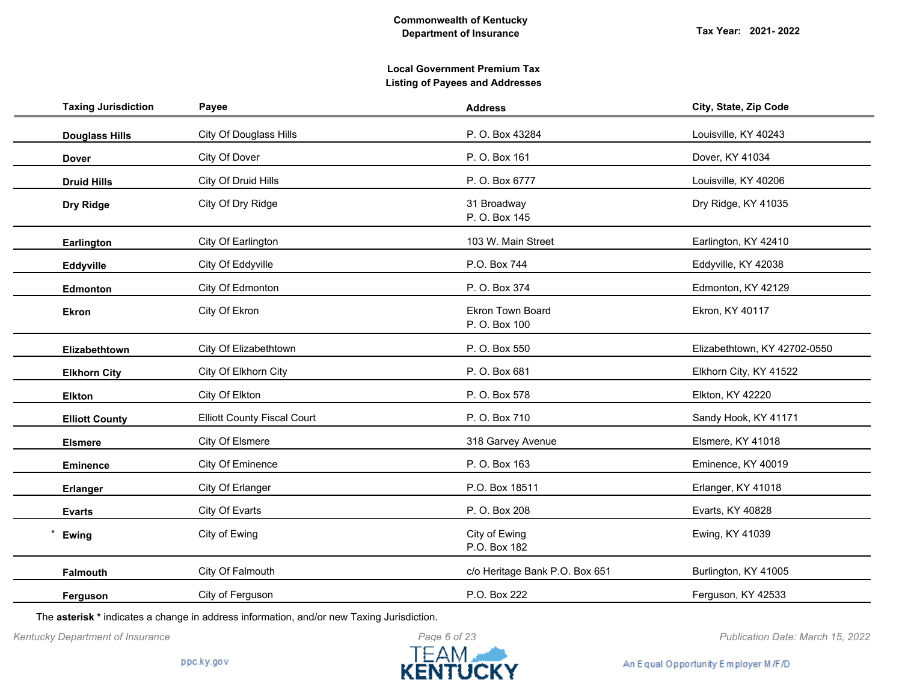Commonwealth of Kentucky
Department of Insurance

Tax Year: 2021- 2022

## Local Government Premium Tax
## Listing of Payees and Addresses

| Taxing Jurisdiction | Payee | Address | City, State, Zip Code |
|---|---|---|---|
| **Douglass Hills** | City Of Douglass Hills | P. O. Box 43284 | Louisville, KY 40243 |
| **Dover** | City Of Dover | P. O. Box 161 | Dover, KY 41034 |
| **Druid Hills** | City Of Druid Hills | P. O. Box 6777 | Louisville, KY 40206 |
| **Dry Ridge** | City Of Dry Ridge | 31 Broadway<br>P. O. Box 145 | Dry Ridge, KY 41035 |
| **Earlington** | City Of Earlington | 103 W. Main Street | Earlington, KY 42410 |
| **Eddyville** | City Of Eddyville | P.O. Box 744 | Eddyville, KY 42038 |
| **Edmonton** | City Of Edmonton | P. O. Box 374 | Edmonton, KY 42129 |
| **Ekron** | City Of Ekron | Ekron Town Board<br>P. O. Box 100 | Ekron, KY 40117 |
| **Elizabethtown** | City Of Elizabethtown | P. O. Box 550 | Elizabethtown, KY 42702-0550 |
| **Elkhorn City** | City Of Elkhorn City | P. O. Box 681 | Elkhorn City, KY 41522 |
| **Elkton** | City Of Elkton | P. O. Box 578 | Elkton, KY 42220 |
| **Elliott County** | Elliott County Fiscal Court | P. O. Box 710 | Sandy Hook, KY 41171 |
| **Elsmere** | City Of Elsmere | 318 Garvey Avenue | Elsmere, KY 41018 |
| **Eminence** | City Of Eminence | P. O. Box 163 | Eminence, KY 40019 |
| **Erlanger** | City Of Erlanger | P.O. Box 18511 | Erlanger, KY 41018 |
| **Evarts** | City Of Evarts | P. O. Box 208 | Evarts, KY 40828 |
| * **Ewing** | City of Ewing | City of Ewing<br>P.O. Box 182 | Ewing, KY 41039 |
| **Falmouth** | City Of Falmouth | c/o Heritage Bank P.O. Box 651 | Burlington, KY 41005 |
| **Ferguson** | City of Ferguson | P.O. Box 222 | Ferguson, KY 42533 |

The **asterisk *** indicates a change in address information, and/or new Taxing Jurisdiction.

*Kentucky Department of Insurance*

*Publication Date: March 15, 2022*

ppc.ky.gov

TEAM KENTUCKY

An Equal Opportunity Employer M/F/D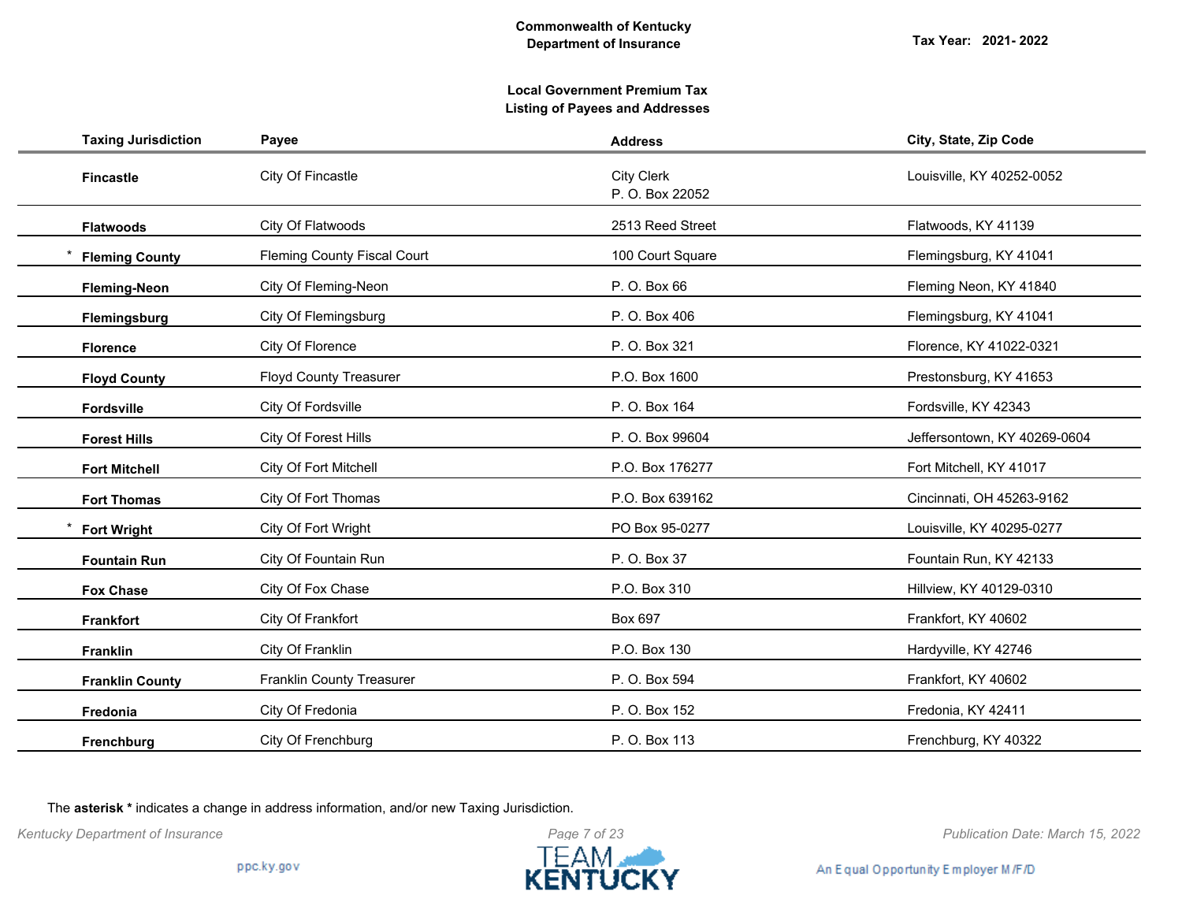**Commonwealth of Kentucky**
**Department of Insurance**

**Tax Year: 2021- 2022**

**Local Government Premium Tax**
**Listing of Payees and Addresses**

| Taxing Jurisdiction | Payee | Address | City, State, Zip Code |
|---|---|---|---|
| **Fincastle** | City Of Fincastle | City Clerk<br>P. O. Box 22052 | Louisville, KY 40252-0052 |
| **Flatwoods** | City Of Flatwoods | 2513 Reed Street | Flatwoods, KY 41139 |
| * **Fleming County** | Fleming County Fiscal Court | 100 Court Square | Flemingsburg, KY 41041 |
| **Fleming-Neon** | City Of Fleming-Neon | P. O. Box 66 | Fleming Neon, KY 41840 |
| **Flemingsburg** | City Of Flemingsburg | P. O. Box 406 | Flemingsburg, KY 41041 |
| **Florence** | City Of Florence | P. O. Box 321 | Florence, KY 41022-0321 |
| **Floyd County** | Floyd County Treasurer | P.O. Box 1600 | Prestonsburg, KY 41653 |
| **Fordsville** | City Of Fordsville | P. O. Box 164 | Fordsville, KY 42343 |
| **Forest Hills** | City Of Forest Hills | P. O. Box 99604 | Jeffersontown, KY 40269-0604 |
| **Fort Mitchell** | City Of Fort Mitchell | P.O. Box 176277 | Fort Mitchell, KY 41017 |
| **Fort Thomas** | City Of Fort Thomas | P.O. Box 639162 | Cincinnati, OH 45263-9162 |
| * **Fort Wright** | City Of Fort Wright | PO Box 95-0277 | Louisville, KY 40295-0277 |
| **Fountain Run** | City Of Fountain Run | P. O. Box 37 | Fountain Run, KY 42133 |
| **Fox Chase** | City Of Fox Chase | P.O. Box 310 | Hillview, KY 40129-0310 |
| **Frankfort** | City Of Frankfort | Box 697 | Frankfort, KY 40602 |
| **Franklin** | City Of Franklin | P.O. Box 130 | Hardyville, KY 42746 |
| **Franklin County** | Franklin County Treasurer | P. O. Box 594 | Frankfort, KY 40602 |
| **Fredonia** | City Of Fredonia | P. O. Box 152 | Fredonia, KY 42411 |
| **Frenchburg** | City Of Frenchburg | P. O. Box 113 | Frenchburg, KY 40322 |

The **asterisk *** indicates a change in address information, and/or new Taxing Jurisdiction.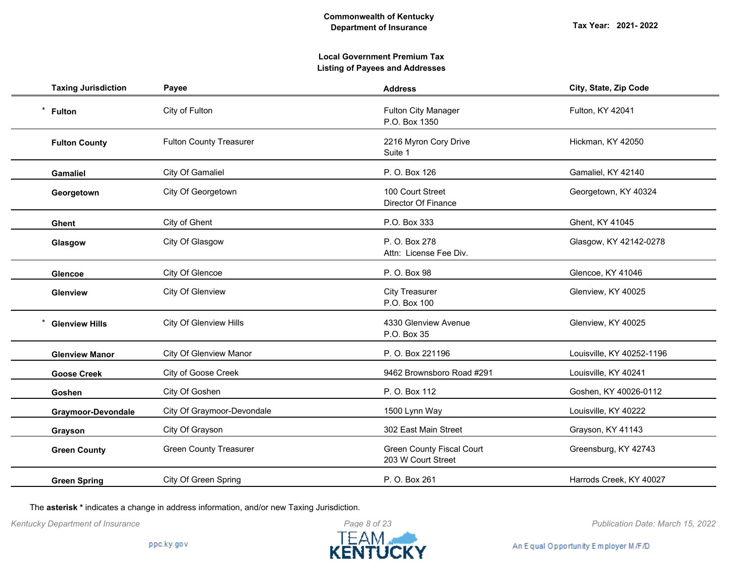**Commonwealth of Kentucky**
**Department of Insurance**

**Tax Year: 2021- 2022**

**Local Government Premium Tax**
**Listing of Payees and Addresses**

| Taxing Jurisdiction | Payee | Address | City, State, Zip Code |
|---|---|---|---|
| * **Fulton** | City of Fulton | Fulton City Manager<br>P.O. Box 1350 | Fulton, KY 42041 |
| **Fulton County** | Fulton County Treasurer | 2216 Myron Cory Drive<br>Suite 1 | Hickman, KY 42050 |
| **Gamaliel** | City Of Gamaliel | P. O. Box 126 | Gamaliel, KY 42140 |
| **Georgetown** | City Of Georgetown | 100 Court Street<br>Director Of Finance | Georgetown, KY 40324 |
| **Ghent** | City of Ghent | P.O. Box 333 | Ghent, KY 41045 |
| **Glasgow** | City Of Glasgow | P. O. Box 278<br>Attn: License Fee Div. | Glasgow, KY 42142-0278 |
| **Glencoe** | City Of Glencoe | P. O. Box 98 | Glencoe, KY 41046 |
| **Glenview** | City Of Glenview | City Treasurer<br>P.O. Box 100 | Glenview, KY 40025 |
| * **Glenview Hills** | City Of Glenview Hills | 4330 Glenview Avenue<br>P.O. Box 35 | Glenview, KY 40025 |
| **Glenview Manor** | City Of Glenview Manor | P. O. Box 221196 | Louisville, KY 40252-1196 |
| **Goose Creek** | City of Goose Creek | 9462 Brownsboro Road #291 | Louisville, KY 40241 |
| **Goshen** | City Of Goshen | P. O. Box 112 | Goshen, KY 40026-0112 |
| **Graymoor-Devondale** | City Of Graymoor-Devondale | 1500 Lynn Way | Louisville, KY 40222 |
| **Grayson** | City Of Grayson | 302 East Main Street | Grayson, KY 41143 |
| **Green County** | Green County Treasurer | Green County Fiscal Court<br>203 W Court Street | Greensburg, KY 42743 |
| **Green Spring** | City Of Green Spring | P. O. Box 261 | Harrods Creek, KY 40027 |

The **asterisk *** indicates a change in address information, and/or new Taxing Jurisdiction.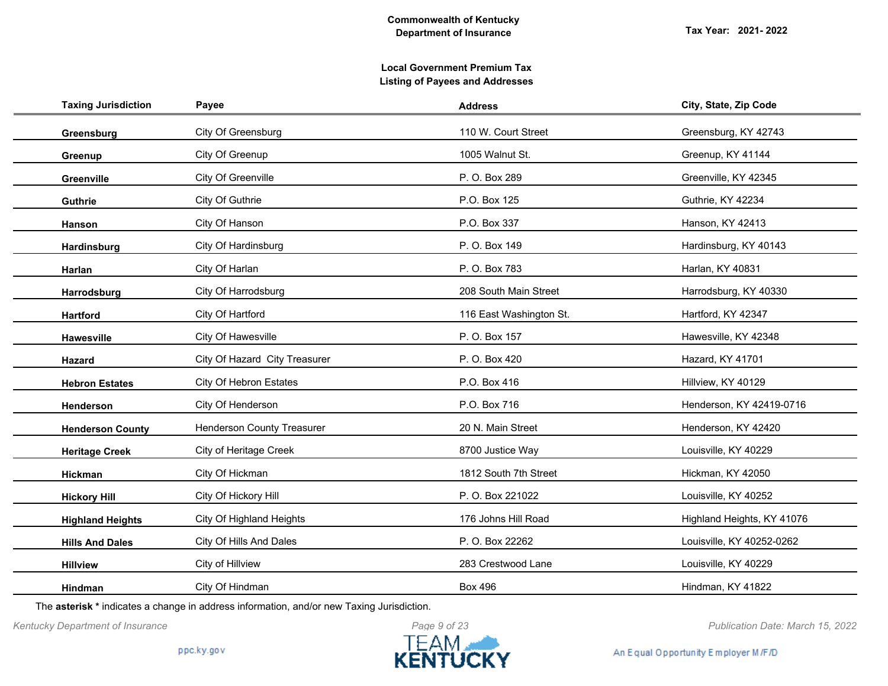**Commonwealth of Kentucky**
**Department of Insurance**

**Tax Year: 2021- 2022**

**Local Government Premium Tax**
**Listing of Payees and Addresses**

| Taxing Jurisdiction | Payee | Address | City, State, Zip Code |
|---|---|---|---|
| **Greensburg** | City Of Greensburg | 110 W. Court Street | Greensburg, KY 42743 |
| **Greenup** | City Of Greenup | 1005 Walnut St. | Greenup, KY 41144 |
| **Greenville** | City Of Greenville | P. O. Box 289 | Greenville, KY 42345 |
| **Guthrie** | City Of Guthrie | P.O. Box 125 | Guthrie, KY 42234 |
| **Hanson** | City Of Hanson | P.O. Box 337 | Hanson, KY 42413 |
| **Hardinsburg** | City Of Hardinsburg | P. O. Box 149 | Hardinsburg, KY 40143 |
| **Harlan** | City Of Harlan | P. O. Box 783 | Harlan, KY 40831 |
| **Harrodsburg** | City Of Harrodsburg | 208 South Main Street | Harrodsburg, KY 40330 |
| **Hartford** | City Of Hartford | 116 East Washington St. | Hartford, KY 42347 |
| **Hawesville** | City Of Hawesville | P. O. Box 157 | Hawesville, KY 42348 |
| **Hazard** | City Of Hazard City Treasurer | P. O. Box 420 | Hazard, KY 41701 |
| **Hebron Estates** | City Of Hebron Estates | P.O. Box 416 | Hillview, KY 40129 |
| **Henderson** | City Of Henderson | P.O. Box 716 | Henderson, KY 42419-0716 |
| **Henderson County** | Henderson County Treasurer | 20 N. Main Street | Henderson, KY 42420 |
| **Heritage Creek** | City of Heritage Creek | 8700 Justice Way | Louisville, KY 40229 |
| **Hickman** | City Of Hickman | 1812 South 7th Street | Hickman, KY 42050 |
| **Hickory Hill** | City Of Hickory Hill | P. O. Box 221022 | Louisville, KY 40252 |
| **Highland Heights** | City Of Highland Heights | 176 Johns Hill Road | Highland Heights, KY 41076 |
| **Hills And Dales** | City Of Hills And Dales | P. O. Box 22262 | Louisville, KY 40252-0262 |
| **Hillview** | City of Hillview | 283 Crestwood Lane | Louisville, KY 40229 |
| **Hindman** | City Of Hindman | Box 496 | Hindman, KY 41822 |

The **asterisk *** indicates a change in address information, and/or new Taxing Jurisdiction.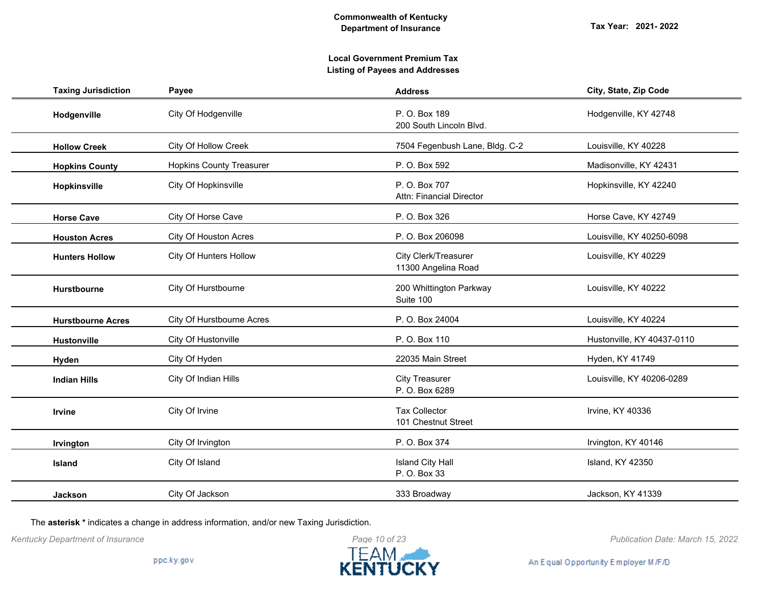**Commonwealth of Kentucky**
**Department of Insurance**

**Tax Year: 2021- 2022**

**Local Government Premium Tax**
**Listing of Payees and Addresses**

| Taxing Jurisdiction | Payee | Address | City, State, Zip Code |
|---|---|---|---|
| **Hodgenville** | City Of Hodgenville | P. O. Box 189<br>200 South Lincoln Blvd. | Hodgenville, KY 42748 |
| **Hollow Creek** | City Of Hollow Creek | 7504 Fegenbush Lane, Bldg. C-2 | Louisville, KY 40228 |
| **Hopkins County** | Hopkins County Treasurer | P. O. Box 592 | Madisonville, KY 42431 |
| **Hopkinsville** | City Of Hopkinsville | P. O. Box 707<br>Attn: Financial Director | Hopkinsville, KY 42240 |
| **Horse Cave** | City Of Horse Cave | P. O. Box 326 | Horse Cave, KY 42749 |
| **Houston Acres** | City Of Houston Acres | P. O. Box 206098 | Louisville, KY 40250-6098 |
| **Hunters Hollow** | City Of Hunters Hollow | City Clerk/Treasurer<br>11300 Angelina Road | Louisville, KY 40229 |
| **Hurstbourne** | City Of Hurstbourne | 200 Whittington Parkway<br>Suite 100 | Louisville, KY 40222 |
| **Hurstbourne Acres** | City Of Hurstbourne Acres | P. O. Box 24004 | Louisville, KY 40224 |
| **Hustonville** | City Of Hustonville | P. O. Box 110 | Hustonville, KY 40437-0110 |
| **Hyden** | City Of Hyden | 22035 Main Street | Hyden, KY 41749 |
| **Indian Hills** | City Of Indian Hills | City Treasurer<br>P. O. Box 6289 | Louisville, KY 40206-0289 |
| **Irvine** | City Of Irvine | Tax Collector<br>101 Chestnut Street | Irvine, KY 40336 |
| **Irvington** | City Of Irvington | P. O. Box 374 | Irvington, KY 40146 |
| **Island** | City Of Island | Island City Hall<br>P. O. Box 33 | Island, KY 42350 |
| **Jackson** | City Of Jackson | 333 Broadway | Jackson, KY 41339 |

The **asterisk *** indicates a change in address information, and/or new Taxing Jurisdiction.

*Kentucky Department of Insurance*

*Publication Date: March 15, 2022*

ppc.ky.gov

TEAM KENTUCKY

An Equal Opportunity Employer M/F/D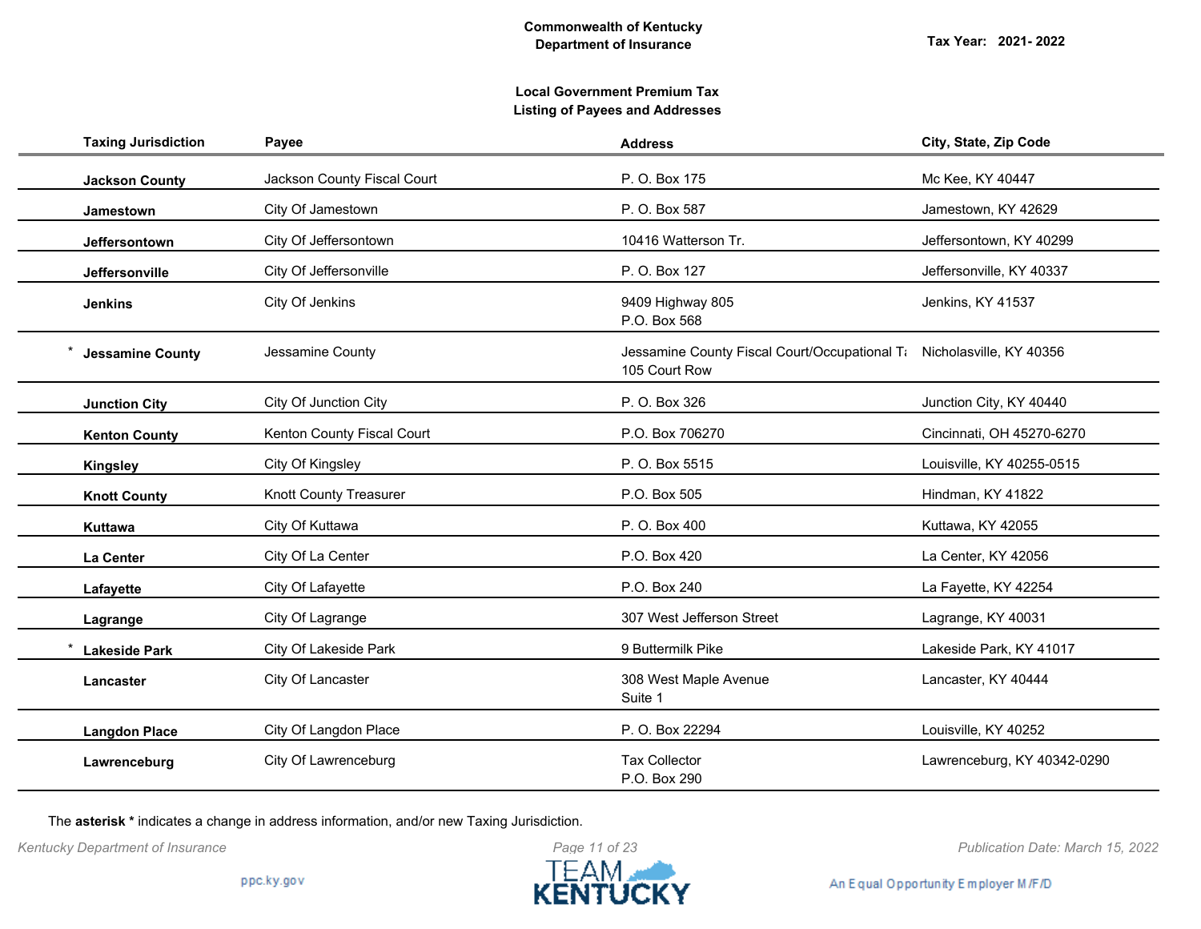**Commonwealth of Kentucky**
**Department of Insurance**

**Tax Year: 2021- 2022**

**Local Government Premium Tax**
**Listing of Payees and Addresses**

| Taxing Jurisdiction | Payee | Address | City, State, Zip Code |
|---|---|---|---|
| **Jackson County** | Jackson County Fiscal Court | P. O. Box 175 | Mc Kee, KY 40447 |
| **Jamestown** | City Of Jamestown | P. O. Box 587 | Jamestown, KY 42629 |
| **Jeffersontown** | City Of Jeffersontown | 10416 Watterson Tr. | Jeffersontown, KY 40299 |
| **Jeffersonville** | City Of Jeffersonville | P. O. Box 127 | Jeffersonville, KY 40337 |
| **Jenkins** | City Of Jenkins | 9409 Highway 805<br>P.O. Box 568 | Jenkins, KY 41537 |
| * **Jessamine County** | Jessamine County | Jessamine County Fiscal Court/Occupational Ta<br>105 Court Row | Nicholasville, KY 40356 |
| **Junction City** | City Of Junction City | P. O. Box 326 | Junction City, KY 40440 |
| **Kenton County** | Kenton County Fiscal Court | P.O. Box 706270 | Cincinnati, OH 45270-6270 |
| **Kingsley** | City Of Kingsley | P. O. Box 5515 | Louisville, KY 40255-0515 |
| **Knott County** | Knott County Treasurer | P.O. Box 505 | Hindman, KY 41822 |
| **Kuttawa** | City Of Kuttawa | P. O. Box 400 | Kuttawa, KY 42055 |
| **La Center** | City Of La Center | P.O. Box 420 | La Center, KY 42056 |
| **Lafayette** | City Of Lafayette | P.O. Box 240 | La Fayette, KY 42254 |
| **Lagrange** | City Of Lagrange | 307 West Jefferson Street | Lagrange, KY 40031 |
| * **Lakeside Park** | City Of Lakeside Park | 9 Buttermilk Pike | Lakeside Park, KY 41017 |
| **Lancaster** | City Of Lancaster | 308 West Maple Avenue<br>Suite 1 | Lancaster, KY 40444 |
| **Langdon Place** | City Of Langdon Place | P. O. Box 22294 | Louisville, KY 40252 |
| **Lawrenceburg** | City Of Lawrenceburg | Tax Collector<br>P.O. Box 290 | Lawrenceburg, KY 40342-0290 |

The **asterisk *** indicates a change in address information, and/or new Taxing Jurisdiction.

*Kentucky Department of Insurance*

*Publication Date: March 15, 2022*

ppc.ky.gov

An Equal Opportunity Employer M/F/D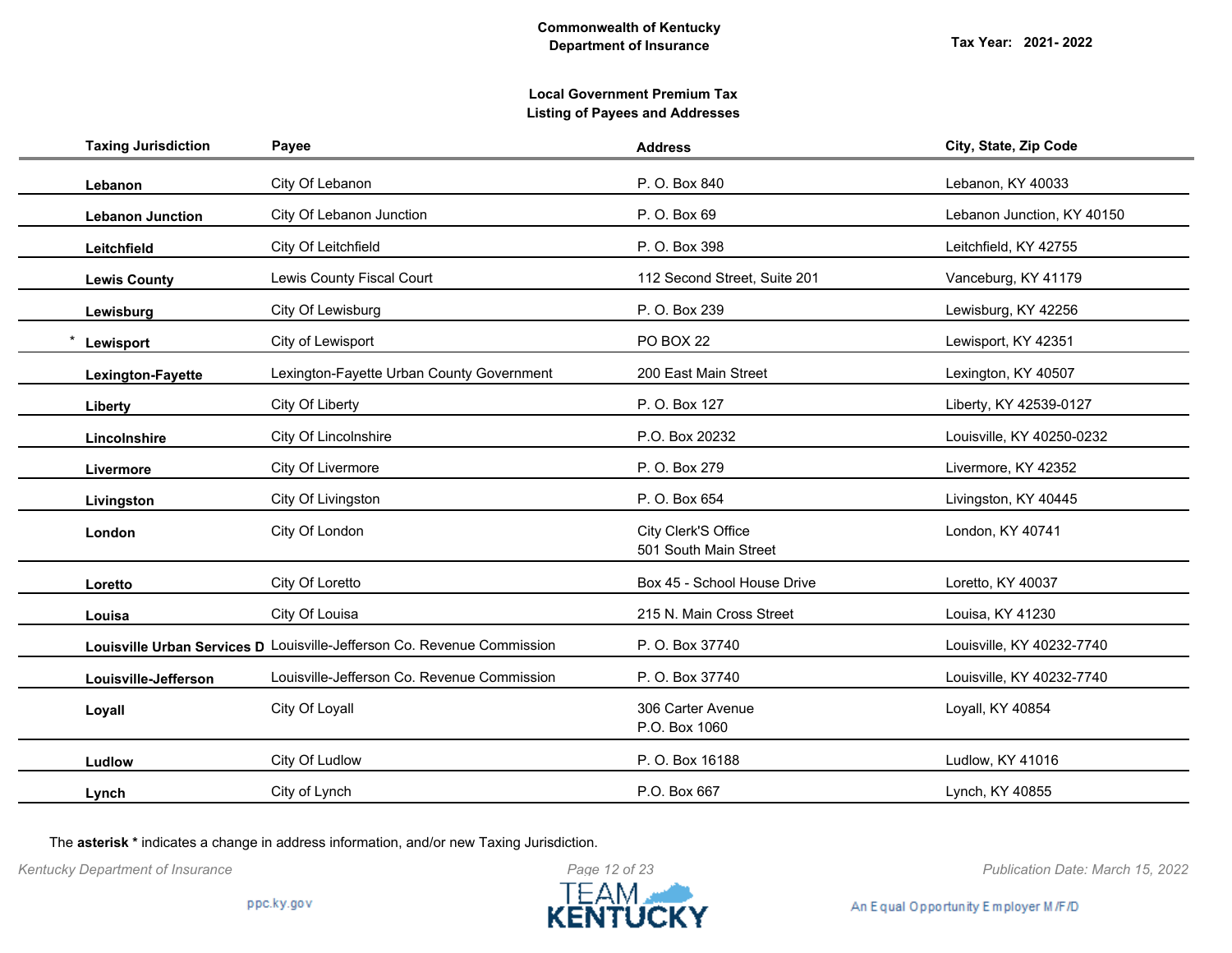**Commonwealth of Kentucky**
**Department of Insurance**

**Tax Year: 2021- 2022**

**Local Government Premium Tax**
**Listing of Payees and Addresses**

| Taxing Jurisdiction | Payee | Address | City, State, Zip Code |
|---|---|---|---|
| **Lebanon** | City Of Lebanon | P. O. Box 840 | Lebanon, KY 40033 |
| **Lebanon Junction** | City Of Lebanon Junction | P. O. Box 69 | Lebanon Junction, KY 40150 |
| **Leitchfield** | City Of Leitchfield | P. O. Box 398 | Leitchfield, KY 42755 |
| **Lewis County** | Lewis County Fiscal Court | 112 Second Street, Suite 201 | Vanceburg, KY 41179 |
| **Lewisburg** | City Of Lewisburg | P. O. Box 239 | Lewisburg, KY 42256 |
| * **Lewisport** | City of Lewisport | PO BOX 22 | Lewisport, KY 42351 |
| **Lexington-Fayette** | Lexington-Fayette Urban County Government | 200 East Main Street | Lexington, KY 40507 |
| **Liberty** | City Of Liberty | P. O. Box 127 | Liberty, KY 42539-0127 |
| **Lincolnshire** | City Of Lincolnshire | P.O. Box 20232 | Louisville, KY 40250-0232 |
| **Livermore** | City Of Livermore | P. O. Box 279 | Livermore, KY 42352 |
| **Livingston** | City Of Livingston | P. O. Box 654 | Livingston, KY 40445 |
| **London** | City Of London | City Clerk'S Office<br>501 South Main Street | London, KY 40741 |
| **Loretto** | City Of Loretto | Box 45 - School House Drive | Loretto, KY 40037 |
| **Louisa** | City Of Louisa | 215 N. Main Cross Street | Louisa, KY 41230 |
| **Louisville Urban Services D** | Louisville-Jefferson Co. Revenue Commission | P. O. Box 37740 | Louisville, KY 40232-7740 |
| **Louisville-Jefferson** | Louisville-Jefferson Co. Revenue Commission | P. O. Box 37740 | Louisville, KY 40232-7740 |
| **Loyall** | City Of Loyall | 306 Carter Avenue<br>P.O. Box 1060 | Loyall, KY 40854 |
| **Ludlow** | City Of Ludlow | P. O. Box 16188 | Ludlow, KY 41016 |
| **Lynch** | City of Lynch | P.O. Box 667 | Lynch, KY 40855 |

The **asterisk *** indicates a change in address information, and/or new Taxing Jurisdiction.

*Kentucky Department of Insurance* *Publication Date: March 15, 2022*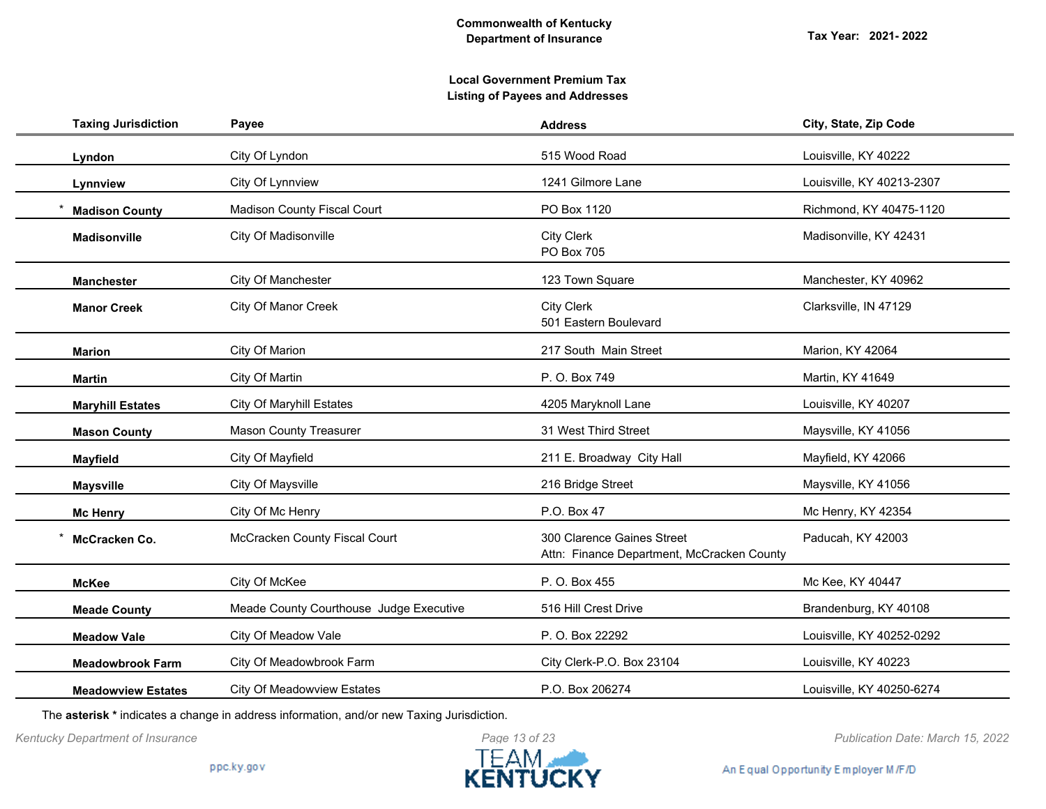Commonwealth of Kentucky
Department of Insurance

Tax Year: 2021- 2022

**Local Government Premium Tax**
**Listing of Payees and Addresses**

| Taxing Jurisdiction | Payee | Address | City, State, Zip Code |
|---|---|---|---|
| **Lyndon** | City Of Lyndon | 515 Wood Road | Louisville, KY 40222 |
| **Lynnview** | City Of Lynnview | 1241 Gilmore Lane | Louisville, KY 40213-2307 |
| * **Madison County** | Madison County Fiscal Court | PO Box 1120 | Richmond, KY 40475-1120 |
| **Madisonville** | City Of Madisonville | City Clerk<br>PO Box 705 | Madisonville, KY 42431 |
| **Manchester** | City Of Manchester | 123 Town Square | Manchester, KY 40962 |
| **Manor Creek** | City Of Manor Creek | City Clerk<br>501 Eastern Boulevard | Clarksville, IN 47129 |
| **Marion** | City Of Marion | 217 South Main Street | Marion, KY 42064 |
| **Martin** | City Of Martin | P. O. Box 749 | Martin, KY 41649 |
| **Maryhill Estates** | City Of Maryhill Estates | 4205 Maryknoll Lane | Louisville, KY 40207 |
| **Mason County** | Mason County Treasurer | 31 West Third Street | Maysville, KY 41056 |
| **Mayfield** | City Of Mayfield | 211 E. Broadway City Hall | Mayfield, KY 42066 |
| **Maysville** | City Of Maysville | 216 Bridge Street | Maysville, KY 41056 |
| **Mc Henry** | City Of Mc Henry | P.O. Box 47 | Mc Henry, KY 42354 |
| * **McCracken Co.** | McCracken County Fiscal Court | 300 Clarence Gaines Street<br>Attn: Finance Department, McCracken County | Paducah, KY 42003 |
| **McKee** | City Of McKee | P. O. Box 455 | Mc Kee, KY 40447 |
| **Meade County** | Meade County Courthouse Judge Executive | 516 Hill Crest Drive | Brandenburg, KY 40108 |
| **Meadow Vale** | City Of Meadow Vale | P. O. Box 22292 | Louisville, KY 40252-0292 |
| **Meadowbrook Farm** | City Of Meadowbrook Farm | City Clerk-P.O. Box 23104 | Louisville, KY 40223 |
| **Meadowview Estates** | City Of Meadowview Estates | P.O. Box 206274 | Louisville, KY 40250-6274 |

The **asterisk *** indicates a change in address information, and/or new Taxing Jurisdiction.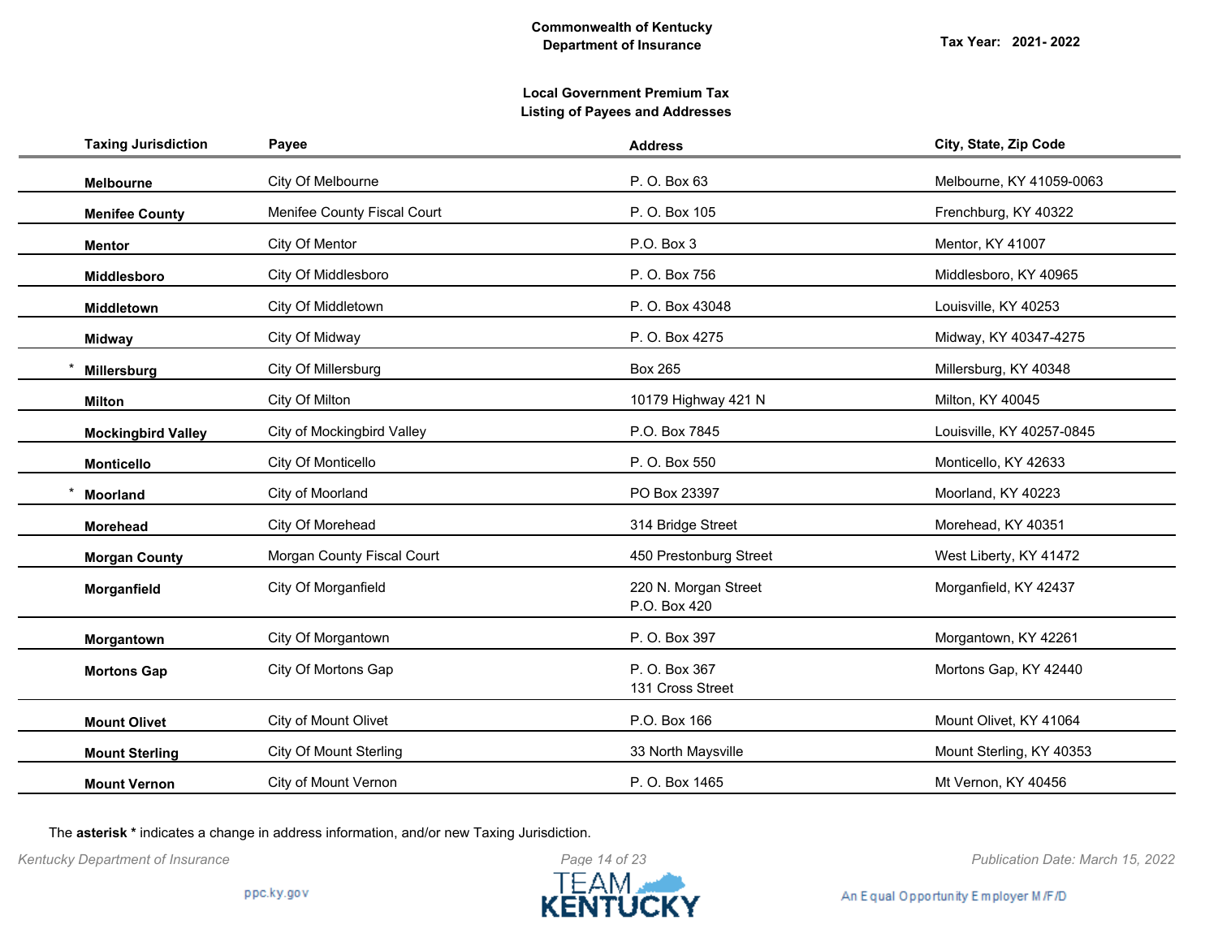**Commonwealth of Kentucky**
**Department of Insurance**

**Tax Year: 2021- 2022**

**Local Government Premium Tax**
**Listing of Payees and Addresses**

| Taxing Jurisdiction | Payee | Address | City, State, Zip Code |
|---|---|---|---|
| **Melbourne** | City Of Melbourne | P. O. Box 63 | Melbourne, KY 41059-0063 |
| **Menifee County** | Menifee County Fiscal Court | P. O. Box 105 | Frenchburg, KY 40322 |
| **Mentor** | City Of Mentor | P.O. Box 3 | Mentor, KY 41007 |
| **Middlesboro** | City Of Middlesboro | P. O. Box 756 | Middlesboro, KY 40965 |
| **Middletown** | City Of Middletown | P. O. Box 43048 | Louisville, KY 40253 |
| **Midway** | City Of Midway | P. O. Box 4275 | Midway, KY 40347-4275 |
| * **Millersburg** | City Of Millersburg | Box 265 | Millersburg, KY 40348 |
| **Milton** | City Of Milton | 10179 Highway 421 N | Milton, KY 40045 |
| **Mockingbird Valley** | City of Mockingbird Valley | P.O. Box 7845 | Louisville, KY 40257-0845 |
| **Monticello** | City Of Monticello | P. O. Box 550 | Monticello, KY 42633 |
| * **Moorland** | City of Moorland | PO Box 23397 | Moorland, KY 40223 |
| **Morehead** | City Of Morehead | 314 Bridge Street | Morehead, KY 40351 |
| **Morgan County** | Morgan County Fiscal Court | 450 Prestonburg Street | West Liberty, KY 41472 |
| **Morganfield** | City Of Morganfield | 220 N. Morgan Street<br>P.O. Box 420 | Morganfield, KY 42437 |
| **Morgantown** | City Of Morgantown | P. O. Box 397 | Morgantown, KY 42261 |
| **Mortons Gap** | City Of Mortons Gap | P. O. Box 367<br>131 Cross Street | Mortons Gap, KY 42440 |
| **Mount Olivet** | City of Mount Olivet | P.O. Box 166 | Mount Olivet, KY 41064 |
| **Mount Sterling** | City Of Mount Sterling | 33 North Maysville | Mount Sterling, KY 40353 |
| **Mount Vernon** | City of Mount Vernon | P. O. Box 1465 | Mt Vernon, KY 40456 |

The **asterisk *** indicates a change in address information, and/or new Taxing Jurisdiction.

*Kentucky Department of Insurance* | *Publication Date: March 15, 2022*

ppc.ky.gov

An Equal Opportunity Employer M/F/D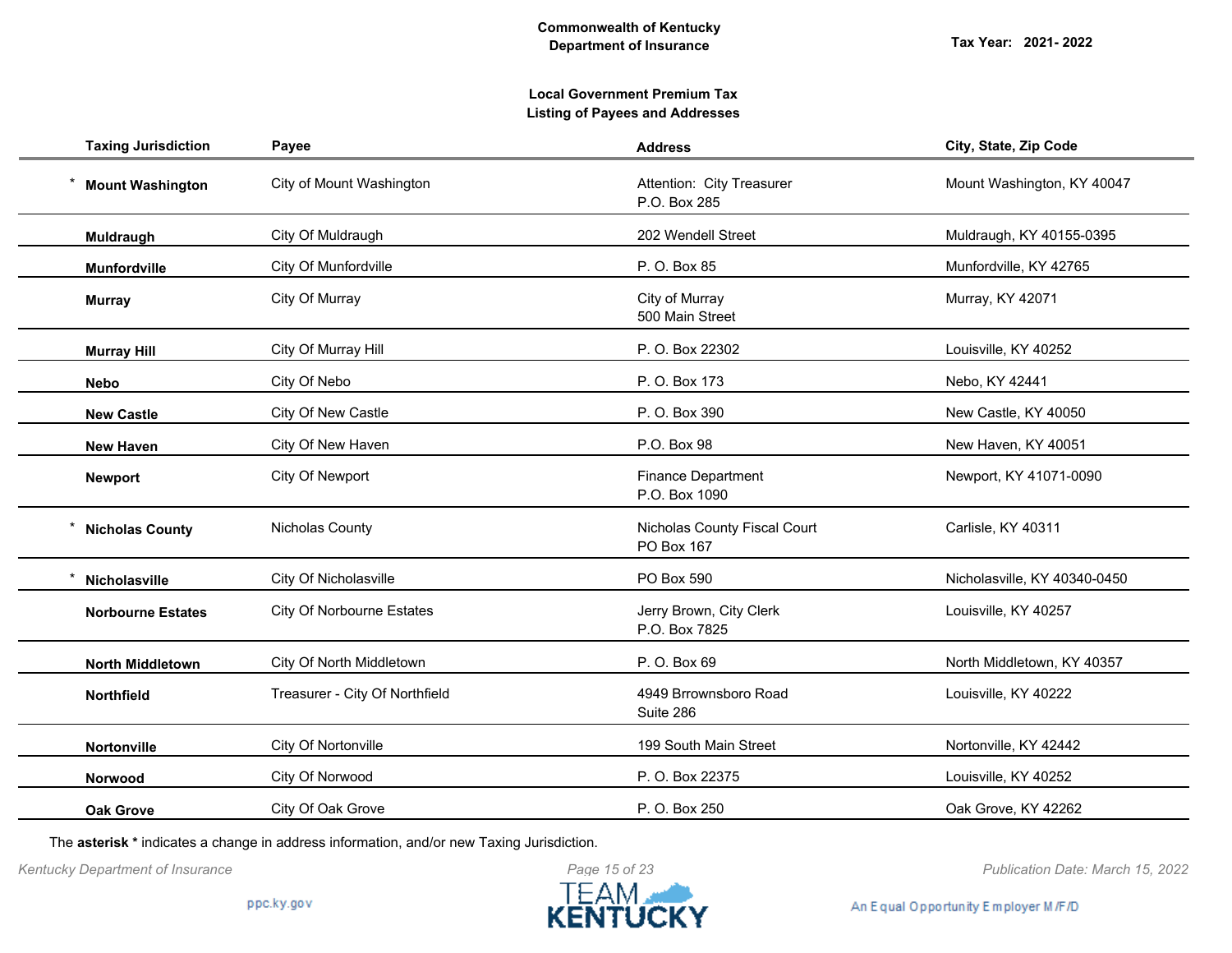**Commonwealth of Kentucky**
**Department of Insurance**

**Tax Year: 2021- 2022**

**Local Government Premium Tax**
**Listing of Payees and Addresses**

| Taxing Jurisdiction | Payee | Address | City, State, Zip Code |
|---|---|---|---|
| * **Mount Washington** | City of Mount Washington | Attention: City Treasurer<br>P.O. Box 285 | Mount Washington, KY 40047 |
| **Muldraugh** | City Of Muldraugh | 202 Wendell Street | Muldraugh, KY 40155-0395 |
| **Munfordville** | City Of Munfordville | P. O. Box 85 | Munfordville, KY 42765 |
| **Murray** | City Of Murray | City of Murray<br>500 Main Street | Murray, KY 42071 |
| **Murray Hill** | City Of Murray Hill | P. O. Box 22302 | Louisville, KY 40252 |
| **Nebo** | City Of Nebo | P. O. Box 173 | Nebo, KY 42441 |
| **New Castle** | City Of New Castle | P. O. Box 390 | New Castle, KY 40050 |
| **New Haven** | City Of New Haven | P.O. Box 98 | New Haven, KY 40051 |
| **Newport** | City Of Newport | Finance Department<br>P.O. Box 1090 | Newport, KY 41071-0090 |
| * **Nicholas County** | Nicholas County | Nicholas County Fiscal Court<br>PO Box 167 | Carlisle, KY 40311 |
| * **Nicholasville** | City Of Nicholasville | PO Box 590 | Nicholasville, KY 40340-0450 |
| **Norbourne Estates** | City Of Norbourne Estates | Jerry Brown, City Clerk<br>P.O. Box 7825 | Louisville, KY 40257 |
| **North Middletown** | City Of North Middletown | P. O. Box 69 | North Middletown, KY 40357 |
| **Northfield** | Treasurer - City Of Northfield | 4949 Brrownsboro Road<br>Suite 286 | Louisville, KY 40222 |
| **Nortonville** | City Of Nortonville | 199 South Main Street | Nortonville, KY 42442 |
| **Norwood** | City Of Norwood | P. O. Box 22375 | Louisville, KY 40252 |
| **Oak Grove** | City Of Oak Grove | P. O. Box 250 | Oak Grove, KY 42262 |

The **asterisk *** indicates a change in address information, and/or new Taxing Jurisdiction.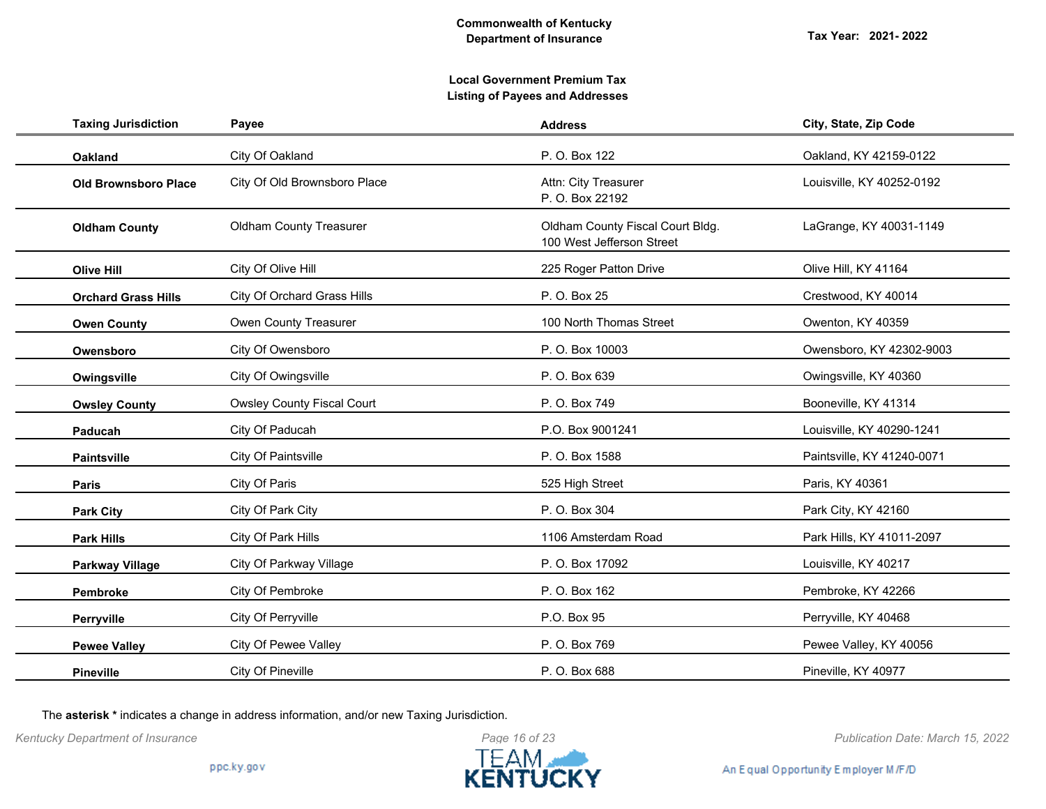**Commonwealth of Kentucky**
**Department of Insurance**

**Tax Year: 2021- 2022**

**Local Government Premium Tax**
**Listing of Payees and Addresses**

| Taxing Jurisdiction | Payee | Address | City, State, Zip Code |
|---|---|---|---|
| **Oakland** | City Of Oakland | P. O. Box 122 | Oakland, KY 42159-0122 |
| **Old Brownsboro Place** | City Of Old Brownsboro Place | Attn: City Treasurer<br>P. O. Box 22192 | Louisville, KY 40252-0192 |
| **Oldham County** | Oldham County Treasurer | Oldham County Fiscal Court Bldg.<br>100 West Jefferson Street | LaGrange, KY 40031-1149 |
| **Olive Hill** | City Of Olive Hill | 225 Roger Patton Drive | Olive Hill, KY 41164 |
| **Orchard Grass Hills** | City Of Orchard Grass Hills | P. O. Box 25 | Crestwood, KY 40014 |
| **Owen County** | Owen County Treasurer | 100 North Thomas Street | Owenton, KY 40359 |
| **Owensboro** | City Of Owensboro | P. O. Box 10003 | Owensboro, KY 42302-9003 |
| **Owingsville** | City Of Owingsville | P. O. Box 639 | Owingsville, KY 40360 |
| **Owsley County** | Owsley County Fiscal Court | P. O. Box 749 | Booneville, KY 41314 |
| **Paducah** | City Of Paducah | P.O. Box 9001241 | Louisville, KY 40290-1241 |
| **Paintsville** | City Of Paintsville | P. O. Box 1588 | Paintsville, KY 41240-0071 |
| **Paris** | City Of Paris | 525 High Street | Paris, KY 40361 |
| **Park City** | City Of Park City | P. O. Box 304 | Park City, KY 42160 |
| **Park Hills** | City Of Park Hills | 1106 Amsterdam Road | Park Hills, KY 41011-2097 |
| **Parkway Village** | City Of Parkway Village | P. O. Box 17092 | Louisville, KY 40217 |
| **Pembroke** | City Of Pembroke | P. O. Box 162 | Pembroke, KY 42266 |
| **Perryville** | City Of Perryville | P.O. Box 95 | Perryville, KY 40468 |
| **Pewee Valley** | City Of Pewee Valley | P. O. Box 769 | Pewee Valley, KY 40056 |
| **Pineville** | City Of Pineville | P. O. Box 688 | Pineville, KY 40977 |

The **asterisk *** indicates a change in address information, and/or new Taxing Jurisdiction.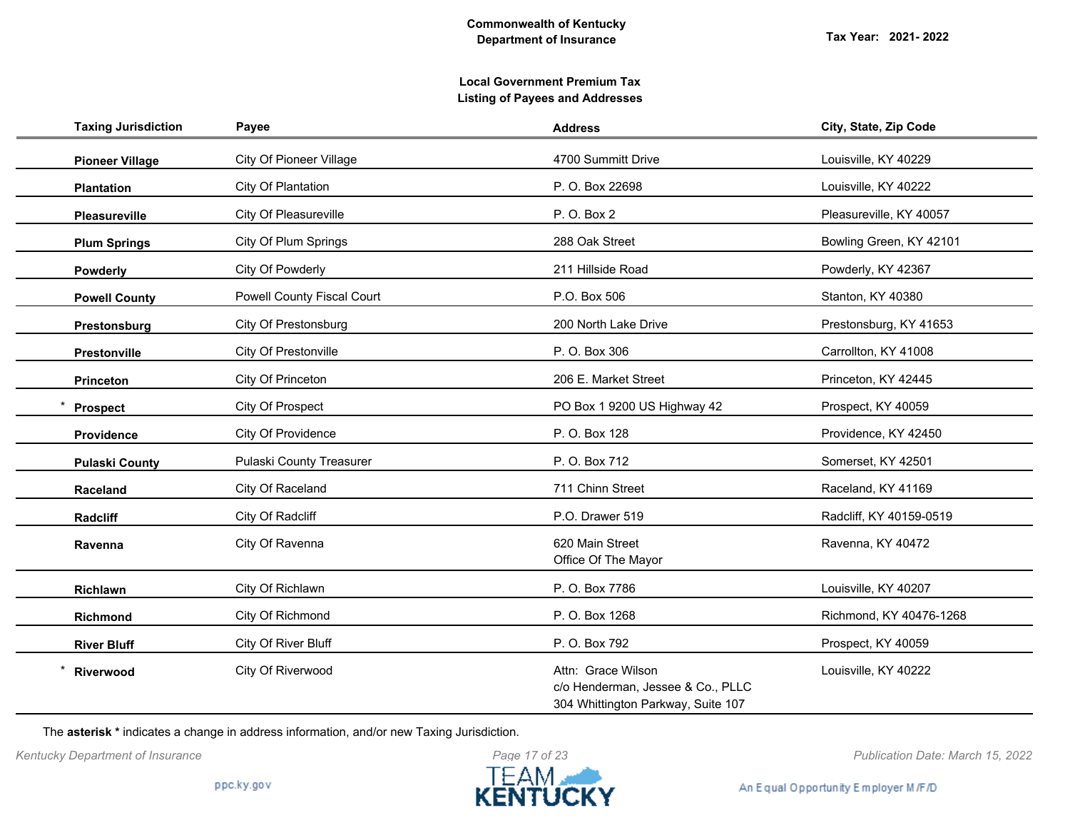**Commonwealth of Kentucky**
**Department of Insurance**

**Tax Year: 2021- 2022**

**Local Government Premium Tax**
**Listing of Payees and Addresses**

| Taxing Jurisdiction | Payee | Address | City, State, Zip Code |
|---|---|---|---|
| **Pioneer Village** | City Of Pioneer Village | 4700 Summitt Drive | Louisville, KY 40229 |
| **Plantation** | City Of Plantation | P. O. Box 22698 | Louisville, KY 40222 |
| **Pleasureville** | City Of Pleasureville | P. O. Box 2 | Pleasureville, KY 40057 |
| **Plum Springs** | City Of Plum Springs | 288 Oak Street | Bowling Green, KY 42101 |
| **Powderly** | City Of Powderly | 211 Hillside Road | Powderly, KY 42367 |
| **Powell County** | Powell County Fiscal Court | P.O. Box 506 | Stanton, KY 40380 |
| **Prestonsburg** | City Of Prestonsburg | 200 North Lake Drive | Prestonsburg, KY 41653 |
| **Prestonville** | City Of Prestonville | P. O. Box 306 | Carrollton, KY 41008 |
| **Princeton** | City Of Princeton | 206 E. Market Street | Princeton, KY 42445 |
| * **Prospect** | City Of Prospect | PO Box 1 9200 US Highway 42 | Prospect, KY 40059 |
| **Providence** | City Of Providence | P. O. Box 128 | Providence, KY 42450 |
| **Pulaski County** | Pulaski County Treasurer | P. O. Box 712 | Somerset, KY 42501 |
| **Raceland** | City Of Raceland | 711 Chinn Street | Raceland, KY 41169 |
| **Radcliff** | City Of Radcliff | P.O. Drawer 519 | Radcliff, KY 40159-0519 |
| **Ravenna** | City Of Ravenna | 620 Main Street<br>Office Of The Mayor | Ravenna, KY 40472 |
| **Richlawn** | City Of Richlawn | P. O. Box 7786 | Louisville, KY 40207 |
| **Richmond** | City Of Richmond | P. O. Box 1268 | Richmond, KY 40476-1268 |
| **River Bluff** | City Of River Bluff | P. O. Box 792 | Prospect, KY 40059 |
| * **Riverwood** | City Of Riverwood | Attn: Grace Wilson<br>c/o Henderman, Jessee & Co., PLLC<br>304 Whittington Parkway, Suite 107 | Louisville, KY 40222 |

The **asterisk *** indicates a change in address information, and/or new Taxing Jurisdiction.

*Kentucky Department of Insurance* *Publication Date: March 15, 2022*

ppc.ky.gov TEAM KENTUCKY An Equal Opportunity Employer M/F/D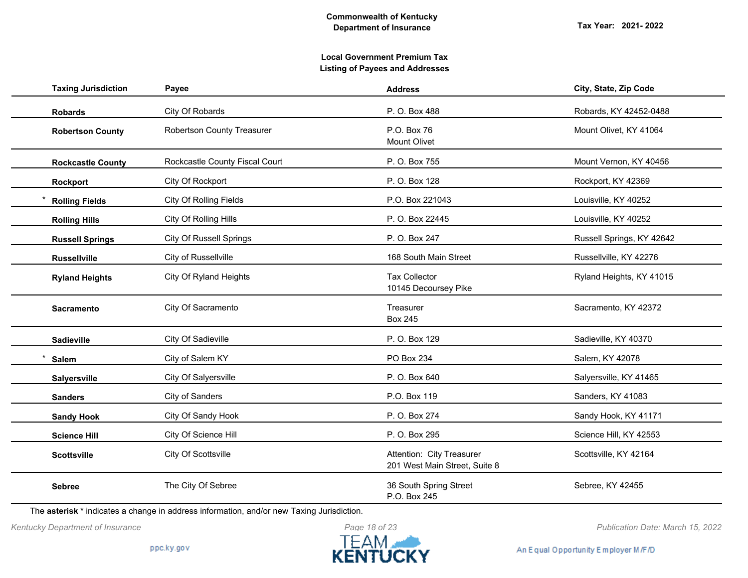**Commonwealth of Kentucky**
**Department of Insurance**

**Tax Year: 2021- 2022**

**Local Government Premium Tax**
**Listing of Payees and Addresses**

| Taxing Jurisdiction | Payee | Address | City, State, Zip Code |
|---|---|---|---|
| **Robards** | City Of Robards | P. O. Box 488 | Robards, KY 42452-0488 |
| **Robertson County** | Robertson County Treasurer | P.O. Box 76<br>Mount Olivet | Mount Olivet, KY 41064 |
| **Rockcastle County** | Rockcastle County Fiscal Court | P. O. Box 755 | Mount Vernon, KY 40456 |
| **Rockport** | City Of Rockport | P. O. Box 128 | Rockport, KY 42369 |
| * **Rolling Fields** | City Of Rolling Fields | P.O. Box 221043 | Louisville, KY 40252 |
| **Rolling Hills** | City Of Rolling Hills | P. O. Box 22445 | Louisville, KY 40252 |
| **Russell Springs** | City Of Russell Springs | P. O. Box 247 | Russell Springs, KY 42642 |
| **Russellville** | City of Russellville | 168 South Main Street | Russellville, KY 42276 |
| **Ryland Heights** | City Of Ryland Heights | Tax Collector<br>10145 Decoursey Pike | Ryland Heights, KY 41015 |
| **Sacramento** | City Of Sacramento | Treasurer<br>Box 245 | Sacramento, KY 42372 |
| **Sadieville** | City Of Sadieville | P. O. Box 129 | Sadieville, KY 40370 |
| * **Salem** | City of Salem KY | PO Box 234 | Salem, KY 42078 |
| **Salyersville** | City Of Salyersville | P. O. Box 640 | Salyersville, KY 41465 |
| **Sanders** | City of Sanders | P.O. Box 119 | Sanders, KY 41083 |
| **Sandy Hook** | City Of Sandy Hook | P. O. Box 274 | Sandy Hook, KY 41171 |
| **Science Hill** | City Of Science Hill | P. O. Box 295 | Science Hill, KY 42553 |
| **Scottsville** | City Of Scottsville | Attention: City Treasurer<br>201 West Main Street, Suite 8 | Scottsville, KY 42164 |
| **Sebree** | The City Of Sebree | 36 South Spring Street<br>P.O. Box 245 | Sebree, KY 42455 |

The **asterisk *** indicates a change in address information, and/or new Taxing Jurisdiction.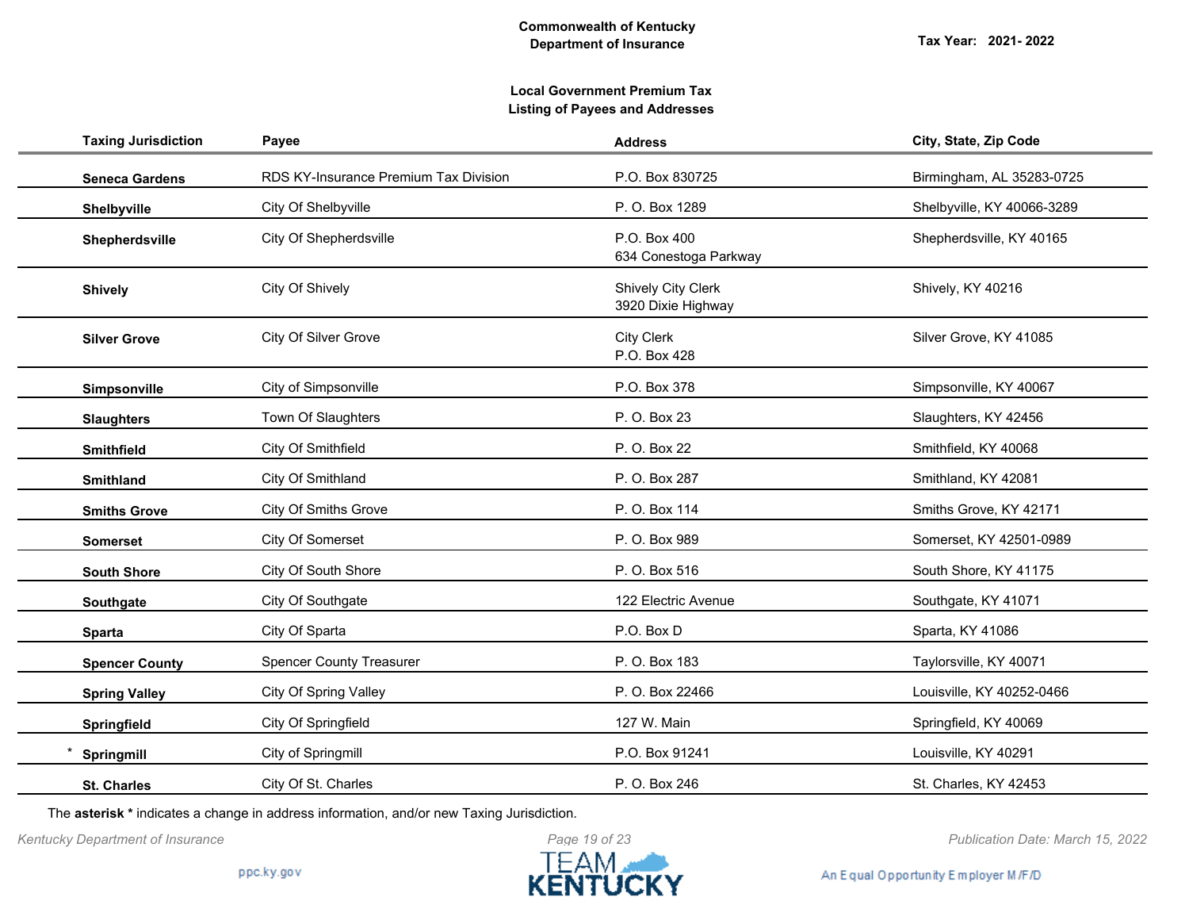**Commonwealth of Kentucky**
**Department of Insurance**

**Tax Year: 2021- 2022**

**Local Government Premium Tax**
**Listing of Payees and Addresses**

| Taxing Jurisdiction | Payee | Address | City, State, Zip Code |
|---|---|---|---|
| **Seneca Gardens** | RDS KY-Insurance Premium Tax Division | P.O. Box 830725 | Birmingham, AL 35283-0725 |
| **Shelbyville** | City Of Shelbyville | P. O. Box 1289 | Shelbyville, KY 40066-3289 |
| **Shepherdsville** | City Of Shepherdsville | P.O. Box 400<br>634 Conestoga Parkway | Shepherdsville, KY 40165 |
| **Shively** | City Of Shively | Shively City Clerk<br>3920 Dixie Highway | Shively, KY 40216 |
| **Silver Grove** | City Of Silver Grove | City Clerk<br>P.O. Box 428 | Silver Grove, KY 41085 |
| **Simpsonville** | City of Simpsonville | P.O. Box 378 | Simpsonville, KY 40067 |
| **Slaughters** | Town Of Slaughters | P. O. Box 23 | Slaughters, KY 42456 |
| **Smithfield** | City Of Smithfield | P. O. Box 22 | Smithfield, KY 40068 |
| **Smithland** | City Of Smithland | P. O. Box 287 | Smithland, KY 42081 |
| **Smiths Grove** | City Of Smiths Grove | P. O. Box 114 | Smiths Grove, KY 42171 |
| **Somerset** | City Of Somerset | P. O. Box 989 | Somerset, KY 42501-0989 |
| **South Shore** | City Of South Shore | P. O. Box 516 | South Shore, KY 41175 |
| **Southgate** | City Of Southgate | 122 Electric Avenue | Southgate, KY 41071 |
| **Sparta** | City Of Sparta | P.O. Box D | Sparta, KY 41086 |
| **Spencer County** | Spencer County Treasurer | P. O. Box 183 | Taylorsville, KY 40071 |
| **Spring Valley** | City Of Spring Valley | P. O. Box 22466 | Louisville, KY 40252-0466 |
| **Springfield** | City Of Springfield | 127 W. Main | Springfield, KY 40069 |
| * **Springmill** | City of Springmill | P.O. Box 91241 | Louisville, KY 40291 |
| **St. Charles** | City Of St. Charles | P. O. Box 246 | St. Charles, KY 42453 |

The **asterisk *** indicates a change in address information, and/or new Taxing Jurisdiction.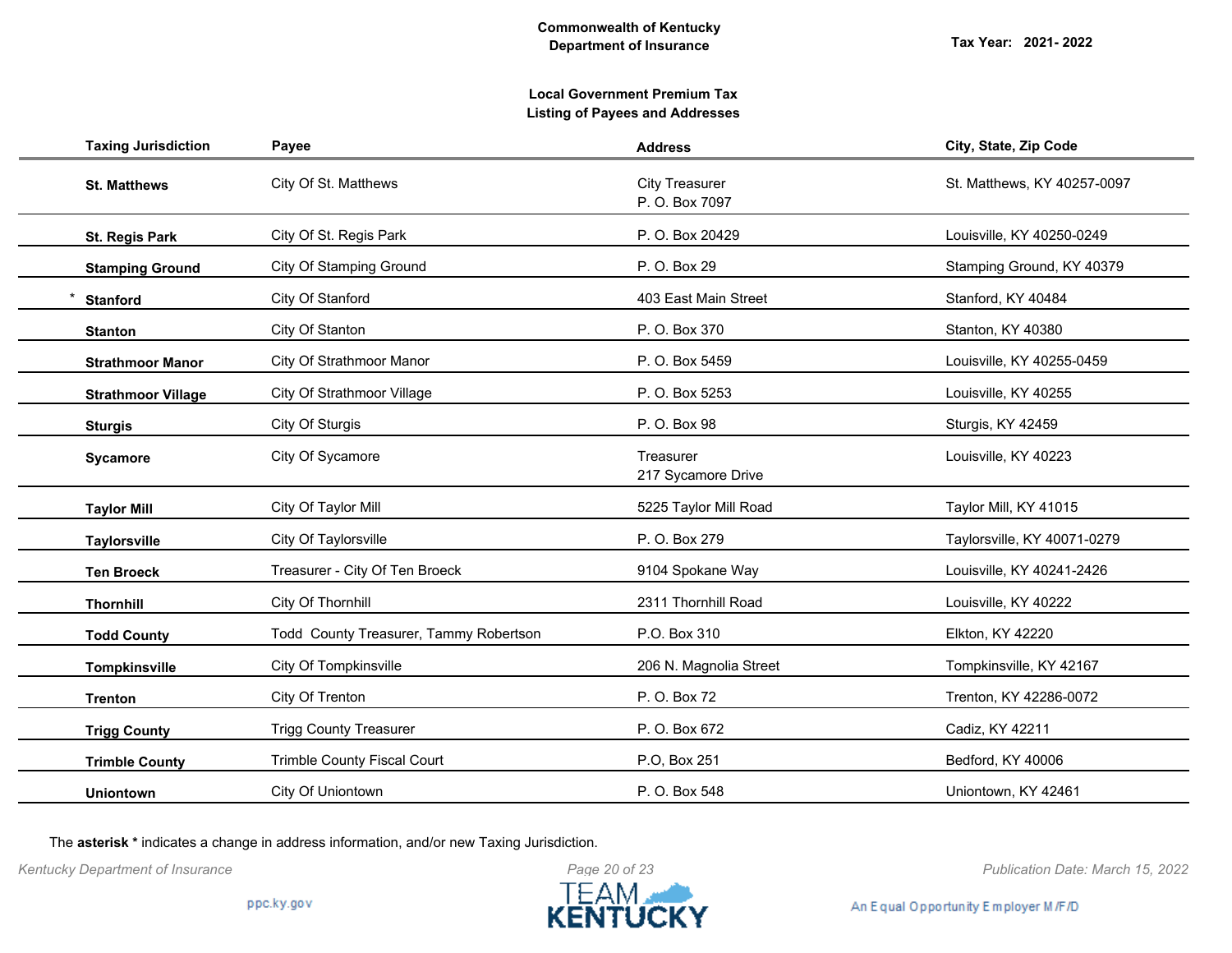**Commonwealth of Kentucky**
**Department of Insurance**

**Tax Year: 2021- 2022**

**Local Government Premium Tax**
**Listing of Payees and Addresses**

| Taxing Jurisdiction | Payee | Address | City, State, Zip Code |
|---|---|---|---|
| **St. Matthews** | City Of St. Matthews | City Treasurer<br>P. O. Box 7097 | St. Matthews, KY 40257-0097 |
| **St. Regis Park** | City Of St. Regis Park | P. O. Box 20429 | Louisville, KY 40250-0249 |
| **Stamping Ground** | City Of Stamping Ground | P. O. Box 29 | Stamping Ground, KY 40379 |
| * **Stanford** | City Of Stanford | 403 East Main Street | Stanford, KY 40484 |
| **Stanton** | City Of Stanton | P. O. Box 370 | Stanton, KY 40380 |
| **Strathmoor Manor** | City Of Strathmoor Manor | P. O. Box 5459 | Louisville, KY 40255-0459 |
| **Strathmoor Village** | City Of Strathmoor Village | P. O. Box 5253 | Louisville, KY 40255 |
| **Sturgis** | City Of Sturgis | P. O. Box 98 | Sturgis, KY 42459 |
| **Sycamore** | City Of Sycamore | Treasurer<br>217 Sycamore Drive | Louisville, KY 40223 |
| **Taylor Mill** | City Of Taylor Mill | 5225 Taylor Mill Road | Taylor Mill, KY 41015 |
| **Taylorsville** | City Of Taylorsville | P. O. Box 279 | Taylorsville, KY 40071-0279 |
| **Ten Broeck** | Treasurer - City Of Ten Broeck | 9104 Spokane Way | Louisville, KY 40241-2426 |
| **Thornhill** | City Of Thornhill | 2311 Thornhill Road | Louisville, KY 40222 |
| **Todd County** | Todd County Treasurer, Tammy Robertson | P.O. Box 310 | Elkton, KY 42220 |
| **Tompkinsville** | City Of Tompkinsville | 206 N. Magnolia Street | Tompkinsville, KY 42167 |
| **Trenton** | City Of Trenton | P. O. Box 72 | Trenton, KY 42286-0072 |
| **Trigg County** | Trigg County Treasurer | P. O. Box 672 | Cadiz, KY 42211 |
| **Trimble County** | Trimble County Fiscal Court | P.O, Box 251 | Bedford, KY 40006 |
| **Uniontown** | City Of Uniontown | P. O. Box 548 | Uniontown, KY 42461 |

The **asterisk *** indicates a change in address information, and/or new Taxing Jurisdiction.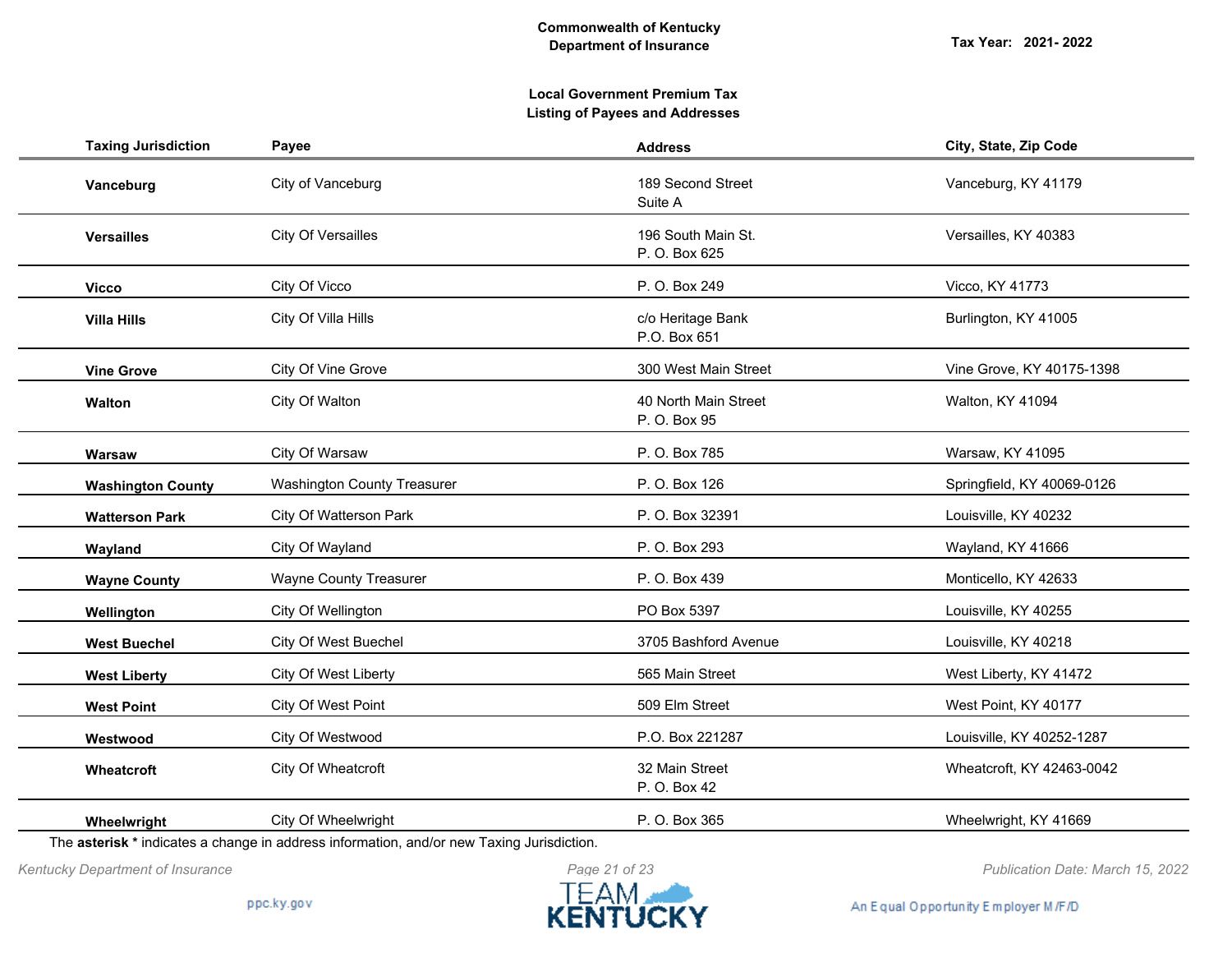**Commonwealth of Kentucky**
**Department of Insurance**

**Tax Year: 2021- 2022**

**Local Government Premium Tax**
**Listing of Payees and Addresses**

| Taxing Jurisdiction | Payee | Address | City, State, Zip Code |
|---|---|---|---|
| **Vanceburg** | City of Vanceburg | 189 Second Street<br>Suite A | Vanceburg, KY 41179 |
| **Versailles** | City Of Versailles | 196 South Main St.<br>P. O. Box 625 | Versailles, KY 40383 |
| **Vicco** | City Of Vicco | P. O. Box 249 | Vicco, KY 41773 |
| **Villa Hills** | City Of Villa Hills | c/o Heritage Bank<br>P.O. Box 651 | Burlington, KY 41005 |
| **Vine Grove** | City Of Vine Grove | 300 West Main Street | Vine Grove, KY 40175-1398 |
| **Walton** | City Of Walton | 40 North Main Street<br>P. O. Box 95 | Walton, KY 41094 |
| **Warsaw** | City Of Warsaw | P. O. Box 785 | Warsaw, KY 41095 |
| **Washington County** | Washington County Treasurer | P. O. Box 126 | Springfield, KY 40069-0126 |
| **Watterson Park** | City Of Watterson Park | P. O. Box 32391 | Louisville, KY 40232 |
| **Wayland** | City Of Wayland | P. O. Box 293 | Wayland, KY 41666 |
| **Wayne County** | Wayne County Treasurer | P. O. Box 439 | Monticello, KY 42633 |
| **Wellington** | City Of Wellington | PO Box 5397 | Louisville, KY 40255 |
| **West Buechel** | City Of West Buechel | 3705 Bashford Avenue | Louisville, KY 40218 |
| **West Liberty** | City Of West Liberty | 565 Main Street | West Liberty, KY 41472 |
| **West Point** | City Of West Point | 509 Elm Street | West Point, KY 40177 |
| **Westwood** | City Of Westwood | P.O. Box 221287 | Louisville, KY 40252-1287 |
| **Wheatcroft** | City Of Wheatcroft | 32 Main Street<br>P. O. Box 42 | Wheatcroft, KY 42463-0042 |
| **Wheelwright** | City Of Wheelwright | P. O. Box 365 | Wheelwright, KY 41669 |

The **asterisk *** indicates a change in address information, and/or new Taxing Jurisdiction.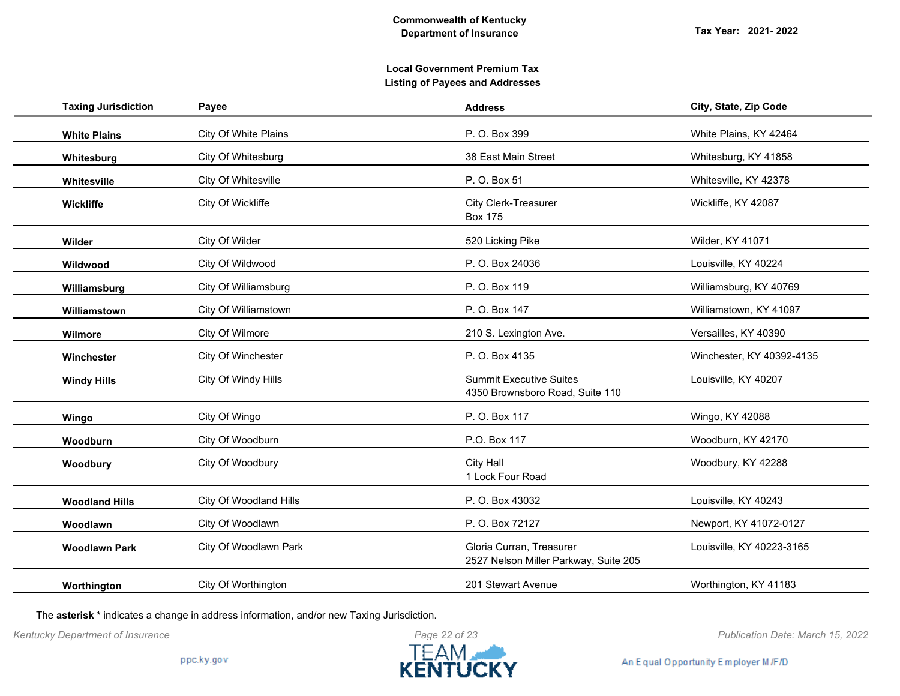**Commonwealth of Kentucky**
**Department of Insurance**

**Tax Year: 2021- 2022**

**Local Government Premium Tax**
**Listing of Payees and Addresses**

| Taxing Jurisdiction | Payee | Address | City, State, Zip Code |
|---|---|---|---|
| **White Plains** | City Of White Plains | P. O. Box 399 | White Plains, KY 42464 |
| **Whitesburg** | City Of Whitesburg | 38 East Main Street | Whitesburg, KY 41858 |
| **Whitesville** | City Of Whitesville | P. O. Box 51 | Whitesville, KY 42378 |
| **Wickliffe** | City Of Wickliffe | City Clerk-Treasurer<br>Box 175 | Wickliffe, KY 42087 |
| **Wilder** | City Of Wilder | 520 Licking Pike | Wilder, KY 41071 |
| **Wildwood** | City Of Wildwood | P. O. Box 24036 | Louisville, KY 40224 |
| **Williamsburg** | City Of Williamsburg | P. O. Box 119 | Williamsburg, KY 40769 |
| **Williamstown** | City Of Williamstown | P. O. Box 147 | Williamstown, KY 41097 |
| **Wilmore** | City Of Wilmore | 210 S. Lexington Ave. | Versailles, KY 40390 |
| **Winchester** | City Of Winchester | P. O. Box 4135 | Winchester, KY 40392-4135 |
| **Windy Hills** | City Of Windy Hills | Summit Executive Suites<br>4350 Brownsboro Road, Suite 110 | Louisville, KY 40207 |
| **Wingo** | City Of Wingo | P. O. Box 117 | Wingo, KY 42088 |
| **Woodburn** | City Of Woodburn | P.O. Box 117 | Woodburn, KY 42170 |
| **Woodbury** | City Of Woodbury | City Hall<br>1 Lock Four Road | Woodbury, KY 42288 |
| **Woodland Hills** | City Of Woodland Hills | P. O. Box 43032 | Louisville, KY 40243 |
| **Woodlawn** | City Of Woodlawn | P. O. Box 72127 | Newport, KY 41072-0127 |
| **Woodlawn Park** | City Of Woodlawn Park | Gloria Curran, Treasurer<br>2527 Nelson Miller Parkway, Suite 205 | Louisville, KY 40223-3165 |
| **Worthington** | City Of Worthington | 201 Stewart Avenue | Worthington, KY 41183 |

The **asterisk *** indicates a change in address information, and/or new Taxing Jurisdiction.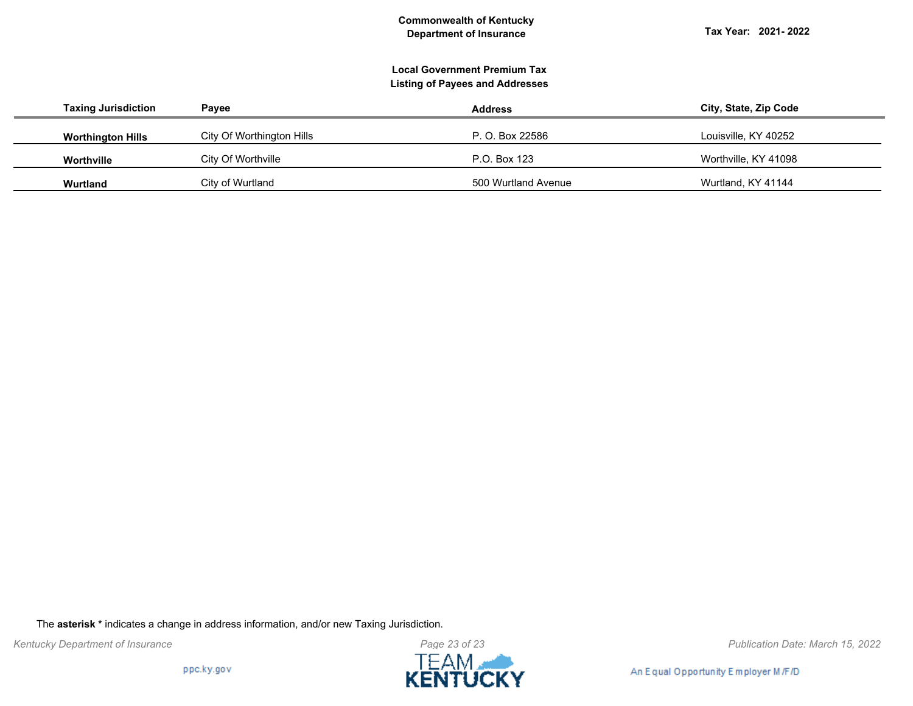**Commonwealth of Kentucky**
**Department of Insurance**

**Tax Year: 2021- 2022**

**Local Government Premium Tax**
**Listing of Payees and Addresses**

| Taxing Jurisdiction | Payee | Address | City, State, Zip Code |
|---|---|---|---|
| **Worthington Hills** | City Of Worthington Hills | P. O. Box 22586 | Louisville, KY 40252 |
| **Worthville** | City Of Worthville | P.O. Box 123 | Worthville, KY 41098 |
| **Wurtland** | City of Wurtland | 500 Wurtland Avenue | Wurtland, KY 41144 |

The **asterisk *** indicates a change in address information, and/or new Taxing Jurisdiction.

*Kentucky Department of Insurance*

*Publication Date: March 15, 2022*